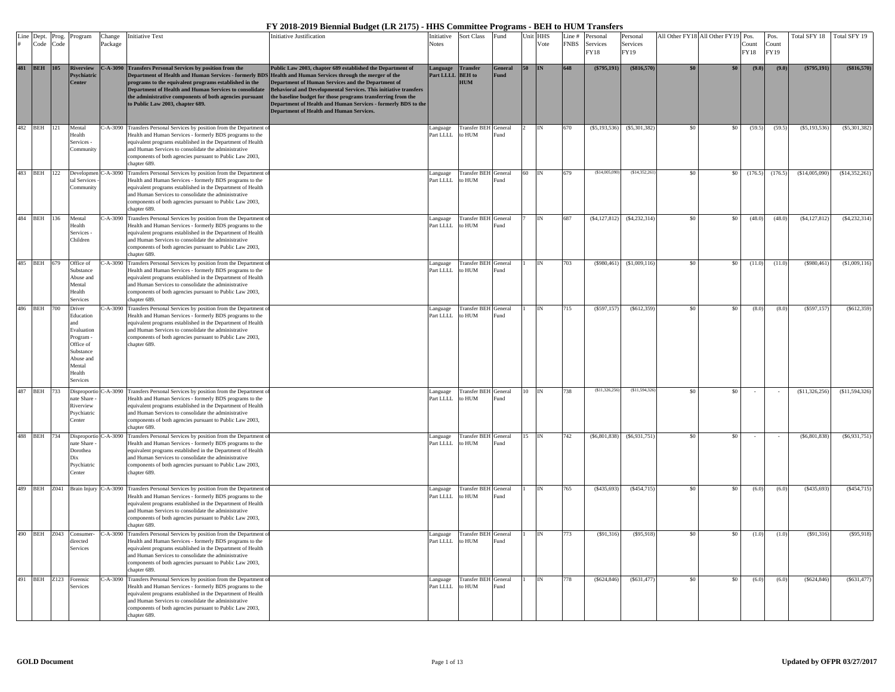# FY 2018-2019 Biennial Budget (LR 2175) - HHS Committee Programs - BEH to HUM Transfers

| Line # | Dept. Code | Prog. Code | Program | Change Package | Initiative Text | Initiative Justification | Initiative Notes | Sort Class | Fund | Unit | HHS Vote | Line # FNBS | Personal Services FY18 | Personal Services FY19 | All Other FY18 | All Other FY19 | Pos. Count FY18 | Pos. Count FY19 | Total SFY 18 | Total SFY 19 |
|---|---|---|---|---|---|---|---|---|---|---|---|---|---|---|---|---|---|---|---|---|
| **481** | **BEH** | **105** | **Riverview Psychiatric Center** | **C-A-3090** | **Transfers Personal Services by position from the Department of Health and Human Services - formerly BDS programs to the equivalent programs established in the Department of Health and Human Services to consolidate the administrative components of both agencies pursuant to Public Law 2003, chapter 689.** | **Public Law 2003, chapter 689 established the Department of Health and Human Services through the merger of the Department of Human Services and the Department of Behavioral and Developmental Services. This initiative transfers the baseline budget for those programs transferring from the Department of Health and Human Services - formerly BDS to the Department of Health and Human Services.** | **Language Part LLLL** | **Transfer BEH to HUM** | **General Fund** | **50** | **IN** | **648** | **($795,191)** | **($816,570)** | **$0** | **$0** | **(9.0)** | **(9.0)** | **($795,191)** | **($816,570)** |
| 482 | BEH | 121 | Mental Health Services - Community | C-A-3090 | Transfers Personal Services by position from the Department of Health and Human Services - formerly BDS programs to the equivalent programs established in the Department of Health and Human Services to consolidate the administrative components of both agencies pursuant to Public Law 2003, chapter 689. | | Language Part LLLL | Transfer BEH to HUM | General Fund | 2 | IN | 670 | ($5,193,536) | ($5,301,382) | $0 | $0 | (59.5) | (59.5) | ($5,193,536) | ($5,301,382) |
| 483 | BEH | 122 | Developmental Services - Community | C-A-3090 | Transfers Personal Services by position from the Department of Health and Human Services - formerly BDS programs to the equivalent programs established in the Department of Health and Human Services to consolidate the administrative components of both agencies pursuant to Public Law 2003, chapter 689. | | Language Part LLLL | Transfer BEH to HUM | General Fund | 60 | IN | 679 | ($14,005,090) | ($14,352,261) | $0 | $0 | (176.5) | (176.5) | ($14,005,090) | ($14,352,261) |
| 484 | BEH | 136 | Mental Health Services - Children | C-A-3090 | Transfers Personal Services by position from the Department of Health and Human Services - formerly BDS programs to the equivalent programs established in the Department of Health and Human Services to consolidate the administrative components of both agencies pursuant to Public Law 2003, chapter 689. | | Language Part LLLL | Transfer BEH to HUM | General Fund | 7 | IN | 687 | ($4,127,812) | ($4,232,314) | $0 | $0 | (48.0) | (48.0) | ($4,127,812) | ($4,232,314) |
| 485 | BEH | 679 | Office of Substance Abuse and Mental Health Services | C-A-3090 | Transfers Personal Services by position from the Department of Health and Human Services - formerly BDS programs to the equivalent programs established in the Department of Health and Human Services to consolidate the administrative components of both agencies pursuant to Public Law 2003, chapter 689. | | Language Part LLLL | Transfer BEH to HUM | General Fund | 1 | IN | 703 | ($980,461) | ($1,009,116) | $0 | $0 | (11.0) | (11.0) | ($980,461) | ($1,009,116) |
| 486 | BEH | 700 | Driver Education and Evaluation Program - Office of Substance Abuse and Mental Health Services | C-A-3090 | Transfers Personal Services by position from the Department of Health and Human Services - formerly BDS programs to the equivalent programs established in the Department of Health and Human Services to consolidate the administrative components of both agencies pursuant to Public Law 2003, chapter 689. | | Language Part LLLL | Transfer BEH to HUM | General Fund | 1 | IN | 715 | ($597,157) | ($612,359) | $0 | $0 | (8.0) | (8.0) | ($597,157) | ($612,359) |
| 487 | BEH | 733 | Disproportionate Share - Riverview Psychiatric Center | C-A-3090 | Transfers Personal Services by position from the Department of Health and Human Services - formerly BDS programs to the equivalent programs established in the Department of Health and Human Services to consolidate the administrative components of both agencies pursuant to Public Law 2003, chapter 689. | | Language Part LLLL | Transfer BEH to HUM | General Fund | 10 | IN | 738 | ($11,326,256) | ($11,594,326) | $0 | $0 | - | - | ($11,326,256) | ($11,594,326) |
| 488 | BEH | 734 | Disproportionate Share - Dorothea Dix Psychiatric Center | C-A-3090 | Transfers Personal Services by position from the Department of Health and Human Services - formerly BDS programs to the equivalent programs established in the Department of Health and Human Services to consolidate the administrative components of both agencies pursuant to Public Law 2003, chapter 689. | | Language Part LLLL | Transfer BEH to HUM | General Fund | 15 | IN | 742 | ($6,801,838) | ($6,931,751) | $0 | $0 | - | - | ($6,801,838) | ($6,931,751) |
| 489 | BEH | Z041 | Brain Injury | C-A-3090 | Transfers Personal Services by position from the Department of Health and Human Services - formerly BDS programs to the equivalent programs established in the Department of Health and Human Services to consolidate the administrative components of both agencies pursuant to Public Law 2003, chapter 689. | | Language Part LLLL | Transfer BEH to HUM | General Fund | 1 | IN | 765 | ($435,693) | ($454,715) | $0 | $0 | (6.0) | (6.0) | ($435,693) | ($454,715) |
| 490 | BEH | Z043 | Consumer-directed Services | C-A-3090 | Transfers Personal Services by position from the Department of Health and Human Services - formerly BDS programs to the equivalent programs established in the Department of Health and Human Services to consolidate the administrative components of both agencies pursuant to Public Law 2003, chapter 689. | | Language Part LLLL | Transfer BEH to HUM | General Fund | 1 | IN | 773 | ($91,316) | ($95,918) | $0 | $0 | (1.0) | (1.0) | ($91,316) | ($95,918) |
| 491 | BEH | Z123 | Forensic Services | C-A-3090 | Transfers Personal Services by position from the Department of Health and Human Services - formerly BDS programs to the equivalent programs established in the Department of Health and Human Services to consolidate the administrative components of both agencies pursuant to Public Law 2003, chapter 689. | | Language Part LLLL | Transfer BEH to HUM | General Fund | 1 | IN | 778 | ($624,846) | ($631,477) | $0 | $0 | (6.0) | (6.0) | ($624,846) | ($631,477) |

**GOLD Document**

Updated by OFPR 03/27/2017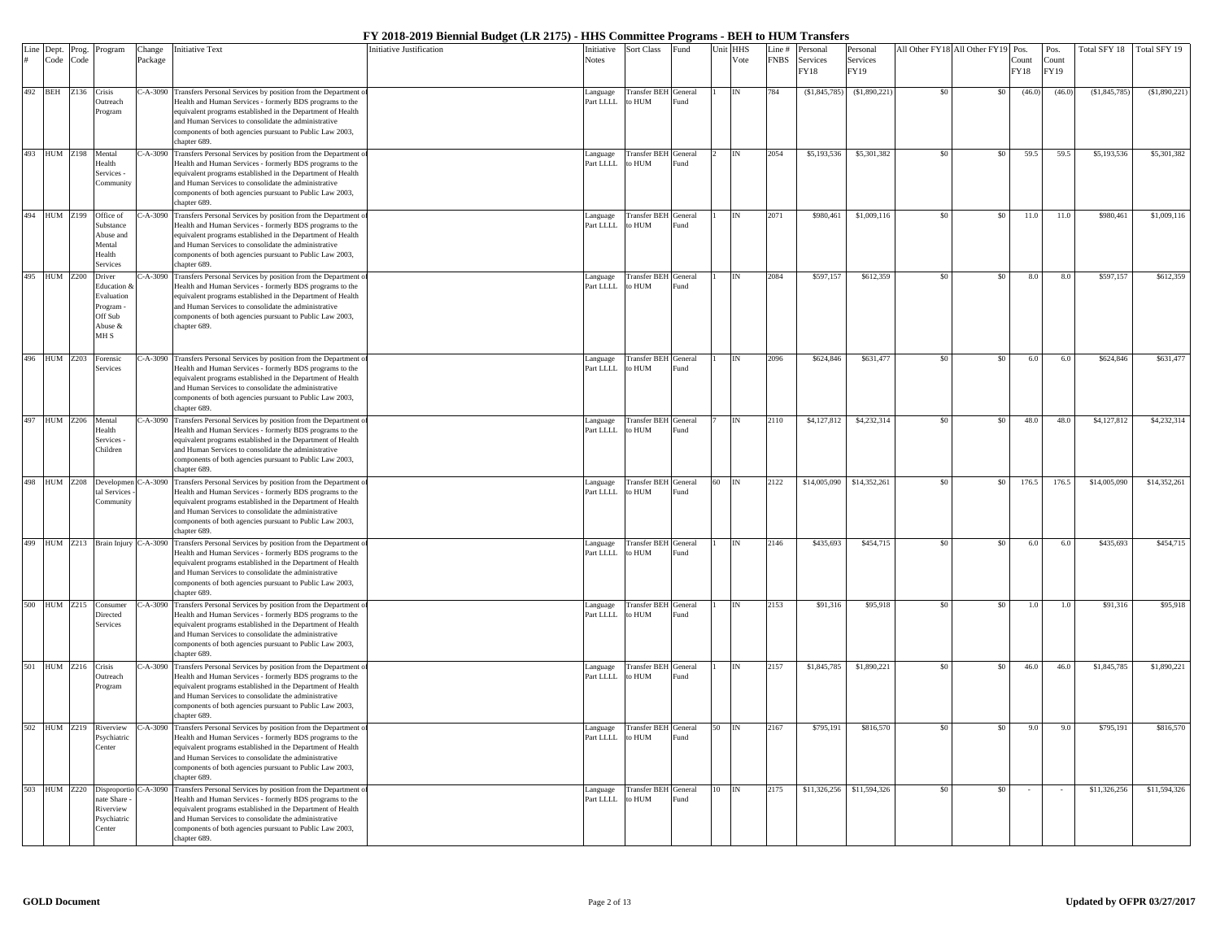# FY 2018-2019 Biennial Budget (LR 2175) - HHS Committee Programs - BEH to HUM Transfers

| Line # | Dept. Code | Prog. Code | Program | Change Package | Initiative Text | Initiative Justification | Initiative Notes | Sort Class | Fund | Unit | HHS Vote | Line # FNBS | Personal Services FY18 | Personal Services FY19 | All Other FY18 | All Other FY19 | Pos. Count FY18 | Pos. Count FY19 | Total SFY 18 | Total SFY 19 |
|---|---|---|---|---|---|---|---|---|---|---|---|---|---|---|---|---|---|---|---|---|
| 492 | BEH | Z136 | Crisis Outreach Program | C-A-3090 | Transfers Personal Services by position from the Department of Health and Human Services - formerly BDS programs to the equivalent programs established in the Department of Health and Human Services to consolidate the administrative components of both agencies pursuant to Public Law 2003, chapter 689. | | Language Part LLLL | Transfer BEH to HUM | General Fund | 1 | IN | 784 | ($1,845,785) | ($1,890,221) | $0 | $0 | (46.0) | (46.0) | ($1,845,785) | ($1,890,221) |
| 493 | HUM | Z198 | Mental Health Services - Community | C-A-3090 | Transfers Personal Services by position from the Department of Health and Human Services - formerly BDS programs to the equivalent programs established in the Department of Health and Human Services to consolidate the administrative components of both agencies pursuant to Public Law 2003, chapter 689. | | Language Part LLLL | Transfer BEH to HUM | General Fund | 2 | IN | 2054 | $5,193,536 | $5,301,382 | $0 | $0 | 59.5 | 59.5 | $5,193,536 | $5,301,382 |
| 494 | HUM | Z199 | Office of Substance Abuse and Mental Health Services | C-A-3090 | Transfers Personal Services by position from the Department of Health and Human Services - formerly BDS programs to the equivalent programs established in the Department of Health and Human Services to consolidate the administrative components of both agencies pursuant to Public Law 2003, chapter 689. | | Language Part LLLL | Transfer BEH to HUM | General Fund | 1 | IN | 2071 | $980,461 | $1,009,116 | $0 | $0 | 11.0 | 11.0 | $980,461 | $1,009,116 |
| 495 | HUM | Z200 | Driver Education & Evaluation Program - Off Sub Abuse & MH S | C-A-3090 | Transfers Personal Services by position from the Department of Health and Human Services - formerly BDS programs to the equivalent programs established in the Department of Health and Human Services to consolidate the administrative components of both agencies pursuant to Public Law 2003, chapter 689. | | Language Part LLLL | Transfer BEH to HUM | General Fund | 1 | IN | 2084 | $597,157 | $612,359 | $0 | $0 | 8.0 | 8.0 | $597,157 | $612,359 |
| 496 | HUM | Z203 | Forensic Services | C-A-3090 | Transfers Personal Services by position from the Department of Health and Human Services - formerly BDS programs to the equivalent programs established in the Department of Health and Human Services to consolidate the administrative components of both agencies pursuant to Public Law 2003, chapter 689. | | Language Part LLLL | Transfer BEH to HUM | General Fund | 1 | IN | 2096 | $624,846 | $631,477 | $0 | $0 | 6.0 | 6.0 | $624,846 | $631,477 |
| 497 | HUM | Z206 | Mental Health Services - Children | C-A-3090 | Transfers Personal Services by position from the Department of Health and Human Services - formerly BDS programs to the equivalent programs established in the Department of Health and Human Services to consolidate the administrative components of both agencies pursuant to Public Law 2003, chapter 689. | | Language Part LLLL | Transfer BEH to HUM | General Fund | 7 | IN | 2110 | $4,127,812 | $4,232,314 | $0 | $0 | 48.0 | 48.0 | $4,127,812 | $4,232,314 |
| 498 | HUM | Z208 | Developmental Services - Community | C-A-3090 | Transfers Personal Services by position from the Department of Health and Human Services - formerly BDS programs to the equivalent programs established in the Department of Health and Human Services to consolidate the administrative components of both agencies pursuant to Public Law 2003, chapter 689. | | Language Part LLLL | Transfer BEH to HUM | General Fund | 60 | IN | 2122 | $14,005,090 | $14,352,261 | $0 | $0 | 176.5 | 176.5 | $14,005,090 | $14,352,261 |
| 499 | HUM | Z213 | Brain Injury | C-A-3090 | Transfers Personal Services by position from the Department of Health and Human Services - formerly BDS programs to the equivalent programs established in the Department of Health and Human Services to consolidate the administrative components of both agencies pursuant to Public Law 2003, chapter 689. | | Language Part LLLL | Transfer BEH to HUM | General Fund | 1 | IN | 2146 | $435,693 | $454,715 | $0 | $0 | 6.0 | 6.0 | $435,693 | $454,715 |
| 500 | HUM | Z215 | Consumer Directed Services | C-A-3090 | Transfers Personal Services by position from the Department of Health and Human Services - formerly BDS programs to the equivalent programs established in the Department of Health and Human Services to consolidate the administrative components of both agencies pursuant to Public Law 2003, chapter 689. | | Language Part LLLL | Transfer BEH to HUM | General Fund | 1 | IN | 2153 | $91,316 | $95,918 | $0 | $0 | 1.0 | 1.0 | $91,316 | $95,918 |
| 501 | HUM | Z216 | Crisis Outreach Program | C-A-3090 | Transfers Personal Services by position from the Department of Health and Human Services - formerly BDS programs to the equivalent programs established in the Department of Health and Human Services to consolidate the administrative components of both agencies pursuant to Public Law 2003, chapter 689. | | Language Part LLLL | Transfer BEH to HUM | General Fund | 1 | IN | 2157 | $1,845,785 | $1,890,221 | $0 | $0 | 46.0 | 46.0 | $1,845,785 | $1,890,221 |
| 502 | HUM | Z219 | Riverview Psychiatric Center | C-A-3090 | Transfers Personal Services by position from the Department of Health and Human Services - formerly BDS programs to the equivalent programs established in the Department of Health and Human Services to consolidate the administrative components of both agencies pursuant to Public Law 2003, chapter 689. | | Language Part LLLL | Transfer BEH to HUM | General Fund | 50 | IN | 2167 | $795,191 | $816,570 | $0 | $0 | 9.0 | 9.0 | $795,191 | $816,570 |
| 503 | HUM | Z220 | Disproportionate Share - Riverview Psychiatric Center | C-A-3090 | Transfers Personal Services by position from the Department of Health and Human Services - formerly BDS programs to the equivalent programs established in the Department of Health and Human Services to consolidate the administrative components of both agencies pursuant to Public Law 2003, chapter 689. | | Language Part LLLL | Transfer BEH to HUM | General Fund | 10 | IN | 2175 | $11,326,256 | $11,594,326 | $0 | $0 | - | - | $11,326,256 | $11,594,326 |

GOLD Document

Updated by OFPR 03/27/2017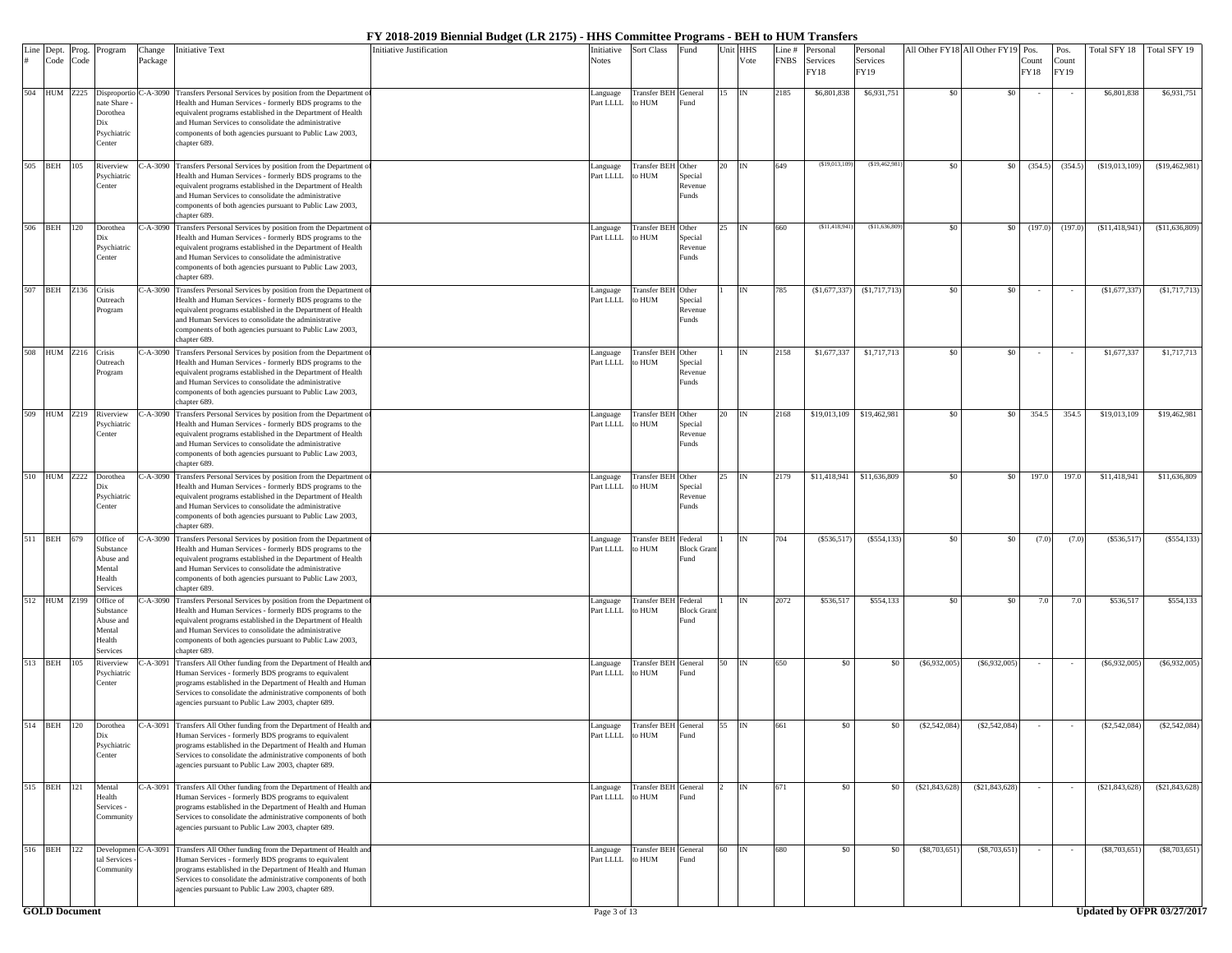# FY 2018-2019 Biennial Budget (LR 2175) - HHS Committee Programs - BEH to HUM Transfers

| Line # | Dept. Code | Prog. Code | Program | Change Package | Initiative Text | Initiative Justification | Initiative Notes | Sort Class | Fund | Unit | HHS Vote | Line # FNBS | Personal Services FY18 | Personal Services FY19 | All Other FY18 | All Other FY19 | Pos. Count FY18 | Pos. Count FY19 | Total SFY 18 | Total SFY 19 |
|---|---|---|---|---|---|---|---|---|---|---|---|---|---|---|---|---|---|---|---|---|
| 504 | HUM | Z225 | Disproportionate Share - Dorothea Dix Psychiatric Center | C-A-3090 | Transfers Personal Services by position from the Department of Health and Human Services - formerly BDS programs to the equivalent programs established in the Department of Health and Human Services to consolidate the administrative components of both agencies pursuant to Public Law 2003, chapter 689. | | Language Part LLLL | Transfer BEH to HUM | General Fund | 15 | IN | 2185 | $6,801,838 | $6,931,751 | $0 | $0 | - | - | $6,801,838 | $6,931,751 |
| 505 | BEH | 105 | Riverview Psychiatric Center | C-A-3090 | Transfers Personal Services by position from the Department of Health and Human Services - formerly BDS programs to the equivalent programs established in the Department of Health and Human Services to consolidate the administrative components of both agencies pursuant to Public Law 2003, chapter 689. | | Language Part LLLL | Transfer BEH to HUM | Other Special Revenue Funds | 20 | IN | 649 | ($19,013,109) | ($19,462,981) | $0 | $0 | (354.5) | (354.5) | ($19,013,109) | ($19,462,981) |
| 506 | BEH | 120 | Dorothea Dix Psychiatric Center | C-A-3090 | Transfers Personal Services by position from the Department of Health and Human Services - formerly BDS programs to the equivalent programs established in the Department of Health and Human Services to consolidate the administrative components of both agencies pursuant to Public Law 2003, chapter 689. | | Language Part LLLL | Transfer BEH to HUM | Other Special Revenue Funds | 25 | IN | 660 | ($11,418,941) | ($11,636,809) | $0 | $0 | (197.0) | (197.0) | ($11,418,941) | ($11,636,809) |
| 507 | BEH | Z136 | Crisis Outreach Program | C-A-3090 | Transfers Personal Services by position from the Department of Health and Human Services - formerly BDS programs to the equivalent programs established in the Department of Health and Human Services to consolidate the administrative components of both agencies pursuant to Public Law 2003, chapter 689. | | Language Part LLLL | Transfer BEH to HUM | Other Special Revenue Funds | 1 | IN | 785 | ($1,677,337) | ($1,717,713) | $0 | $0 | - | - | ($1,677,337) | ($1,717,713) |
| 508 | HUM | Z216 | Crisis Outreach Program | C-A-3090 | Transfers Personal Services by position from the Department of Health and Human Services - formerly BDS programs to the equivalent programs established in the Department of Health and Human Services to consolidate the administrative components of both agencies pursuant to Public Law 2003, chapter 689. | | Language Part LLLL | Transfer BEH to HUM | Other Special Revenue Funds | 1 | IN | 2158 | $1,677,337 | $1,717,713 | $0 | $0 | - | - | $1,677,337 | $1,717,713 |
| 509 | HUM | Z219 | Riverview Psychiatric Center | C-A-3090 | Transfers Personal Services by position from the Department of Health and Human Services - formerly BDS programs to the equivalent programs established in the Department of Health and Human Services to consolidate the administrative components of both agencies pursuant to Public Law 2003, chapter 689. | | Language Part LLLL | Transfer BEH to HUM | Other Special Revenue Funds | 20 | IN | 2168 | $19,013,109 | $19,462,981 | $0 | $0 | 354.5 | 354.5 | $19,013,109 | $19,462,981 |
| 510 | HUM | Z222 | Dorothea Dix Psychiatric Center | C-A-3090 | Transfers Personal Services by position from the Department of Health and Human Services - formerly BDS programs to the equivalent programs established in the Department of Health and Human Services to consolidate the administrative components of both agencies pursuant to Public Law 2003, chapter 689. | | Language Part LLLL | Transfer BEH to HUM | Other Special Revenue Funds | 25 | IN | 2179 | $11,418,941 | $11,636,809 | $0 | $0 | 197.0 | 197.0 | $11,418,941 | $11,636,809 |
| 511 | BEH | 679 | Office of Substance Abuse and Mental Health Services | C-A-3090 | Transfers Personal Services by position from the Department of Health and Human Services - formerly BDS programs to the equivalent programs established in the Department of Health and Human Services to consolidate the administrative components of both agencies pursuant to Public Law 2003, chapter 689. | | Language Part LLLL | Transfer BEH to HUM | Federal Block Grant Fund | 1 | IN | 704 | ($536,517) | ($554,133) | $0 | $0 | (7.0) | (7.0) | ($536,517) | ($554,133) |
| 512 | HUM | Z199 | Office of Substance Abuse and Mental Health Services | C-A-3090 | Transfers Personal Services by position from the Department of Health and Human Services - formerly BDS programs to the equivalent programs established in the Department of Health and Human Services to consolidate the administrative components of both agencies pursuant to Public Law 2003, chapter 689. | | Language Part LLLL | Transfer BEH to HUM | Federal Block Grant Fund | 1 | IN | 2072 | $536,517 | $554,133 | $0 | $0 | 7.0 | 7.0 | $536,517 | $554,133 |
| 513 | BEH | 105 | Riverview Psychiatric Center | C-A-3091 | Transfers All Other funding from the Department of Health and Human Services - formerly BDS programs to equivalent programs established in the Department of Health and Human Services to consolidate the administrative components of both agencies pursuant to Public Law 2003, chapter 689. | | Language Part LLLL | Transfer BEH to HUM | General Fund | 50 | IN | 650 | $0 | $0 | ($6,932,005) | ($6,932,005) | - | - | ($6,932,005) | ($6,932,005) |
| 514 | BEH | 120 | Dorothea Dix Psychiatric Center | C-A-3091 | Transfers All Other funding from the Department of Health and Human Services - formerly BDS programs to equivalent programs established in the Department of Health and Human Services to consolidate the administrative components of both agencies pursuant to Public Law 2003, chapter 689. | | Language Part LLLL | Transfer BEH to HUM | General Fund | 55 | IN | 661 | $0 | $0 | ($2,542,084) | ($2,542,084) | - | - | ($2,542,084) | ($2,542,084) |
| 515 | BEH | 121 | Mental Health Services - Community | C-A-3091 | Transfers All Other funding from the Department of Health and Human Services - formerly BDS programs to equivalent programs established in the Department of Health and Human Services to consolidate the administrative components of both agencies pursuant to Public Law 2003, chapter 689. | | Language Part LLLL | Transfer BEH to HUM | General Fund | 2 | IN | 671 | $0 | $0 | ($21,843,628) | ($21,843,628) | - | - | ($21,843,628) | ($21,843,628) |
| 516 | BEH | 122 | Developmental Services - Community | C-A-3091 | Transfers All Other funding from the Department of Health and Human Services - formerly BDS programs to equivalent programs established in the Department of Health and Human Services to consolidate the administrative components of both agencies pursuant to Public Law 2003, chapter 689. | | Language Part LLLL | Transfer BEH to HUM | General Fund | 60 | IN | 680 | $0 | $0 | ($8,703,651) | ($8,703,651) | - | - | ($8,703,651) | ($8,703,651) |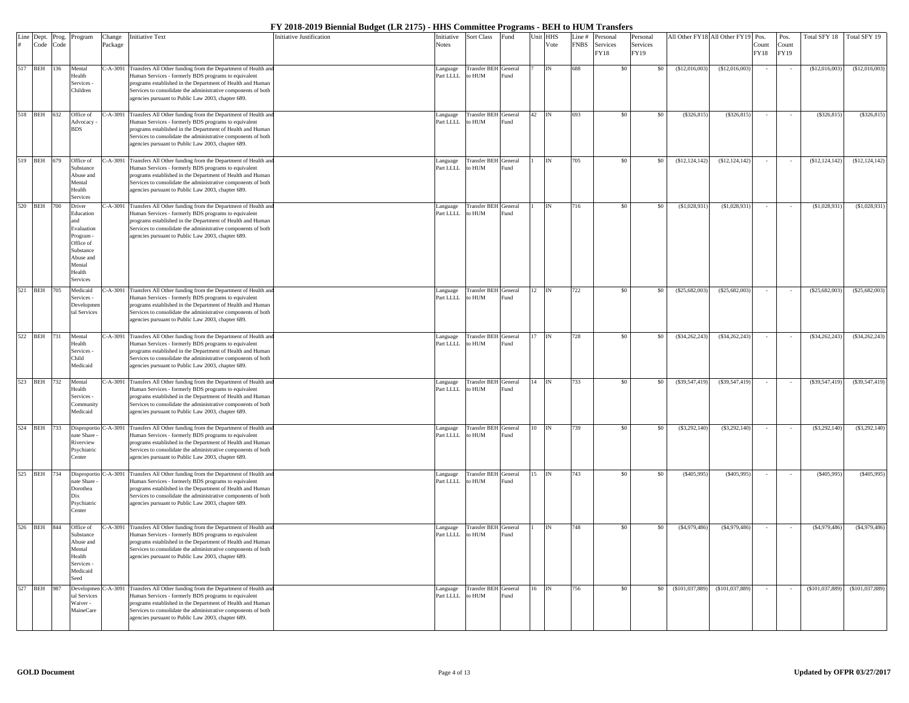# FY 2018-2019 Biennial Budget (LR 2175) - HHS Committee Programs - BEH to HUM Transfers

| Line # | Dept. Code | Prog. Code | Program | Change Package | Initiative Text | Initiative Justification | Initiative Notes | Sort Class | Fund | Unit | HHS Vote | Line # FNBS | Personal Services FY18 | Personal Services FY19 | All Other FY18 | All Other FY19 | Pos. Count FY18 | Pos. Count FY19 | Total SFY 18 | Total SFY 19 |
|---|---|---|---|---|---|---|---|---|---|---|---|---|---|---|---|---|---|---|---|---|
| 517 | BEH | 136 | Mental Health Services - Children | C-A-3091 | Transfers All Other funding from the Department of Health and Human Services - formerly BDS programs to equivalent programs established in the Department of Health and Human Services to consolidate the administrative components of both agencies pursuant to Public Law 2003, chapter 689. | | Language Part LLLL | Transfer BEH to HUM | General Fund | 7 | IN | 688 | $0 | $0 | ($12,016,003) | ($12,016,003) | - | - | ($12,016,003) | ($12,016,003) |
| 518 | BEH | 632 | Office of Advocacy - BDS | C-A-3091 | Transfers All Other funding from the Department of Health and Human Services - formerly BDS programs to equivalent programs established in the Department of Health and Human Services to consolidate the administrative components of both agencies pursuant to Public Law 2003, chapter 689. | | Language Part LLLL | Transfer BEH to HUM | General Fund | 42 | IN | 693 | $0 | $0 | ($326,815) | ($326,815) | - | - | ($326,815) | ($326,815) |
| 519 | BEH | 679 | Office of Substance Abuse and Mental Health Services | C-A-3091 | Transfers All Other funding from the Department of Health and Human Services - formerly BDS programs to equivalent programs established in the Department of Health and Human Services to consolidate the administrative components of both agencies pursuant to Public Law 2003, chapter 689. | | Language Part LLLL | Transfer BEH to HUM | General Fund | 1 | IN | 705 | $0 | $0 | ($12,124,142) | ($12,124,142) | - | - | ($12,124,142) | ($12,124,142) |
| 520 | BEH | 700 | Driver Education and Evaluation Program - Office of Substance Abuse and Mental Health Services | C-A-3091 | Transfers All Other funding from the Department of Health and Human Services - formerly BDS programs to equivalent programs established in the Department of Health and Human Services to consolidate the administrative components of both agencies pursuant to Public Law 2003, chapter 689. | | Language Part LLLL | Transfer BEH to HUM | General Fund | 1 | IN | 716 | $0 | $0 | ($1,028,931) | ($1,028,931) | - | - | ($1,028,931) | ($1,028,931) |
| 521 | BEH | 705 | Medicaid Services - Developmental Services | C-A-3091 | Transfers All Other funding from the Department of Health and Human Services - formerly BDS programs to equivalent programs established in the Department of Health and Human Services to consolidate the administrative components of both agencies pursuant to Public Law 2003, chapter 689. | | Language Part LLLL | Transfer BEH to HUM | General Fund | 12 | IN | 722 | $0 | $0 | ($25,682,003) | ($25,682,003) | - | - | ($25,682,003) | ($25,682,003) |
| 522 | BEH | 731 | Mental Health Services - Child Medicaid | C-A-3091 | Transfers All Other funding from the Department of Health and Human Services - formerly BDS programs to equivalent programs established in the Department of Health and Human Services to consolidate the administrative components of both agencies pursuant to Public Law 2003, chapter 689. | | Language Part LLLL | Transfer BEH to HUM | General Fund | 17 | IN | 728 | $0 | $0 | ($34,262,243) | ($34,262,243) | - | - | ($34,262,243) | ($34,262,243) |
| 523 | BEH | 732 | Mental Health Services - Community Medicaid | C-A-3091 | Transfers All Other funding from the Department of Health and Human Services - formerly BDS programs to equivalent programs established in the Department of Health and Human Services to consolidate the administrative components of both agencies pursuant to Public Law 2003, chapter 689. | | Language Part LLLL | Transfer BEH to HUM | General Fund | 14 | IN | 733 | $0 | $0 | ($39,547,419) | ($39,547,419) | - | - | ($39,547,419) | ($39,547,419) |
| 524 | BEH | 733 | Disproportionate Share - Riverview Psychiatric Center | C-A-3091 | Transfers All Other funding from the Department of Health and Human Services - formerly BDS programs to equivalent programs established in the Department of Health and Human Services to consolidate the administrative components of both agencies pursuant to Public Law 2003, chapter 689. | | Language Part LLLL | Transfer BEH to HUM | General Fund | 10 | IN | 739 | $0 | $0 | ($3,292,140) | ($3,292,140) | - | - | ($3,292,140) | ($3,292,140) |
| 525 | BEH | 734 | Disproportionate Share - Dorothea Dix Psychiatric Center | C-A-3091 | Transfers All Other funding from the Department of Health and Human Services - formerly BDS programs to equivalent programs established in the Department of Health and Human Services to consolidate the administrative components of both agencies pursuant to Public Law 2003, chapter 689. | | Language Part LLLL | Transfer BEH to HUM | General Fund | 15 | IN | 743 | $0 | $0 | ($405,995) | ($405,995) | - | - | ($405,995) | ($405,995) |
| 526 | BEH | 844 | Office of Substance Abuse and Mental Health Services - Medicaid Seed | C-A-3091 | Transfers All Other funding from the Department of Health and Human Services - formerly BDS programs to equivalent programs established in the Department of Health and Human Services to consolidate the administrative components of both agencies pursuant to Public Law 2003, chapter 689. | | Language Part LLLL | Transfer BEH to HUM | General Fund | 1 | IN | 748 | $0 | $0 | ($4,979,486) | ($4,979,486) | - | - | ($4,979,486) | ($4,979,486) |
| 527 | BEH | 987 | Developmental Services Waiver - MaineCare | C-A-3091 | Transfers All Other funding from the Department of Health and Human Services - formerly BDS programs to equivalent programs established in the Department of Health and Human Services to consolidate the administrative components of both agencies pursuant to Public Law 2003, chapter 689. | | Language Part LLLL | Transfer BEH to HUM | General Fund | 16 | IN | 756 | $0 | $0 | ($101,037,889) | ($101,037,889) | - | - | ($101,037,889) | ($101,037,889) |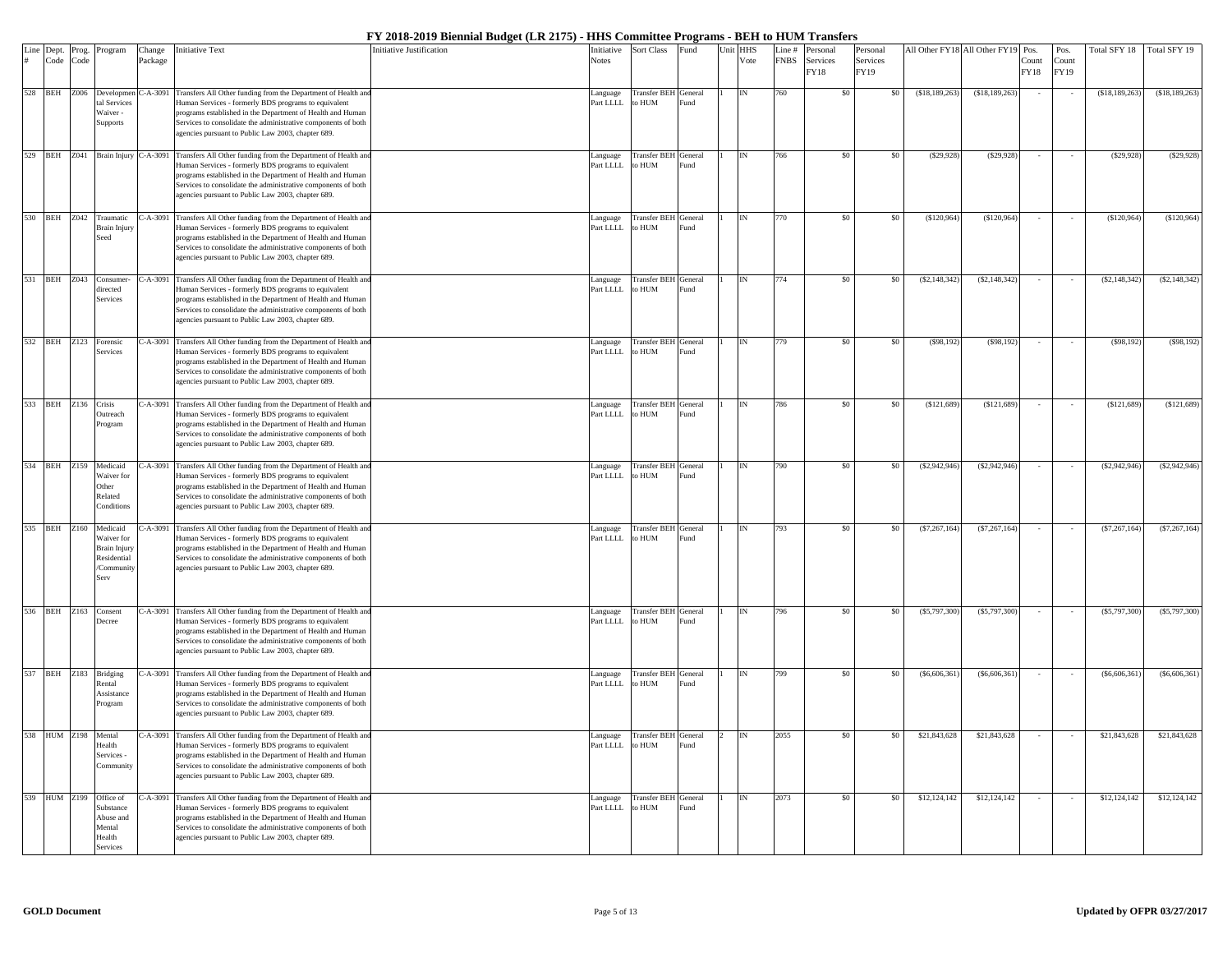# FY 2018-2019 Biennial Budget (LR 2175) - HHS Committee Programs - BEH to HUM Transfers

| Line # | Dept. Code | Prog. Code | Program | Change Package | Initiative Text | Initiative Justification | Initiative Notes | Sort Class | Fund | Unit | HHS Vote | Line # FNBS | Personal Services FY18 | Personal Services FY19 | All Other FY18 | All Other FY19 | Pos. Count FY18 | Pos. Count FY19 | Total SFY 18 | Total SFY 19 |
|---|---|---|---|---|---|---|---|---|---|---|---|---|---|---|---|---|---|---|---|---|
| 528 | BEH | Z006 | Developmental Services Waiver - Supports | C-A-3091 | Transfers All Other funding from the Department of Health and Human Services - formerly BDS programs to equivalent programs established in the Department of Health and Human Services to consolidate the administrative components of both agencies pursuant to Public Law 2003, chapter 689. | | Language Part LLLL | Transfer BEH to HUM | General Fund | 1 | IN | 760 | $0 | $0 | ($18,189,263) | ($18,189,263) | - | - | ($18,189,263) | ($18,189,263) |
| 529 | BEH | Z041 | Brain Injury | C-A-3091 | Transfers All Other funding from the Department of Health and Human Services - formerly BDS programs to equivalent programs established in the Department of Health and Human Services to consolidate the administrative components of both agencies pursuant to Public Law 2003, chapter 689. | | Language Part LLLL | Transfer BEH to HUM | General Fund | 1 | IN | 766 | $0 | $0 | ($29,928) | ($29,928) | - | - | ($29,928) | ($29,928) |
| 530 | BEH | Z042 | Traumatic Brain Injury Seed | C-A-3091 | Transfers All Other funding from the Department of Health and Human Services - formerly BDS programs to equivalent programs established in the Department of Health and Human Services to consolidate the administrative components of both agencies pursuant to Public Law 2003, chapter 689. | | Language Part LLLL | Transfer BEH to HUM | General Fund | 1 | IN | 770 | $0 | $0 | ($120,964) | ($120,964) | - | - | ($120,964) | ($120,964) |
| 531 | BEH | Z043 | Consumer-directed Services | C-A-3091 | Transfers All Other funding from the Department of Health and Human Services - formerly BDS programs to equivalent programs established in the Department of Health and Human Services to consolidate the administrative components of both agencies pursuant to Public Law 2003, chapter 689. | | Language Part LLLL | Transfer BEH to HUM | General Fund | 1 | IN | 774 | $0 | $0 | ($2,148,342) | ($2,148,342) | - | - | ($2,148,342) | ($2,148,342) |
| 532 | BEH | Z123 | Forensic Services | C-A-3091 | Transfers All Other funding from the Department of Health and Human Services - formerly BDS programs to equivalent programs established in the Department of Health and Human Services to consolidate the administrative components of both agencies pursuant to Public Law 2003, chapter 689. | | Language Part LLLL | Transfer BEH to HUM | General Fund | 1 | IN | 779 | $0 | $0 | ($98,192) | ($98,192) | - | - | ($98,192) | ($98,192) |
| 533 | BEH | Z136 | Crisis Outreach Program | C-A-3091 | Transfers All Other funding from the Department of Health and Human Services - formerly BDS programs to equivalent programs established in the Department of Health and Human Services to consolidate the administrative components of both agencies pursuant to Public Law 2003, chapter 689. | | Language Part LLLL | Transfer BEH to HUM | General Fund | 1 | IN | 786 | $0 | $0 | ($121,689) | ($121,689) | - | - | ($121,689) | ($121,689) |
| 534 | BEH | Z159 | Medicaid Waiver for Other Related Conditions | C-A-3091 | Transfers All Other funding from the Department of Health and Human Services - formerly BDS programs to equivalent programs established in the Department of Health and Human Services to consolidate the administrative components of both agencies pursuant to Public Law 2003, chapter 689. | | Language Part LLLL | Transfer BEH to HUM | General Fund | 1 | IN | 790 | $0 | $0 | ($2,942,946) | ($2,942,946) | - | - | ($2,942,946) | ($2,942,946) |
| 535 | BEH | Z160 | Medicaid Waiver for Brain Injury Residential /Community Serv | C-A-3091 | Transfers All Other funding from the Department of Health and Human Services - formerly BDS programs to equivalent programs established in the Department of Health and Human Services to consolidate the administrative components of both agencies pursuant to Public Law 2003, chapter 689. | | Language Part LLLL | Transfer BEH to HUM | General Fund | 1 | IN | 793 | $0 | $0 | ($7,267,164) | ($7,267,164) | - | - | ($7,267,164) | ($7,267,164) |
| 536 | BEH | Z163 | Consent Decree | C-A-3091 | Transfers All Other funding from the Department of Health and Human Services - formerly BDS programs to equivalent programs established in the Department of Health and Human Services to consolidate the administrative components of both agencies pursuant to Public Law 2003, chapter 689. | | Language Part LLLL | Transfer BEH to HUM | General Fund | 1 | IN | 796 | $0 | $0 | ($5,797,300) | ($5,797,300) | - | - | ($5,797,300) | ($5,797,300) |
| 537 | BEH | Z183 | Bridging Rental Assistance Program | C-A-3091 | Transfers All Other funding from the Department of Health and Human Services - formerly BDS programs to equivalent programs established in the Department of Health and Human Services to consolidate the administrative components of both agencies pursuant to Public Law 2003, chapter 689. | | Language Part LLLL | Transfer BEH to HUM | General Fund | 1 | IN | 799 | $0 | $0 | ($6,606,361) | ($6,606,361) | - | - | ($6,606,361) | ($6,606,361) |
| 538 | HUM | Z198 | Mental Health Services - Community | C-A-3091 | Transfers All Other funding from the Department of Health and Human Services - formerly BDS programs to equivalent programs established in the Department of Health and Human Services to consolidate the administrative components of both agencies pursuant to Public Law 2003, chapter 689. | | Language Part LLLL | Transfer BEH to HUM | General Fund | 2 | IN | 2055 | $0 | $0 | $21,843,628 | $21,843,628 | - | - | $21,843,628 | $21,843,628 |
| 539 | HUM | Z199 | Office of Substance Abuse and Mental Health Services | C-A-3091 | Transfers All Other funding from the Department of Health and Human Services - formerly BDS programs to equivalent programs established in the Department of Health and Human Services to consolidate the administrative components of both agencies pursuant to Public Law 2003, chapter 689. | | Language Part LLLL | Transfer BEH to HUM | General Fund | 1 | IN | 2073 | $0 | $0 | $12,124,142 | $12,124,142 | - | - | $12,124,142 | $12,124,142 |

**GOLD Document** — Updated by OFPR 03/27/2017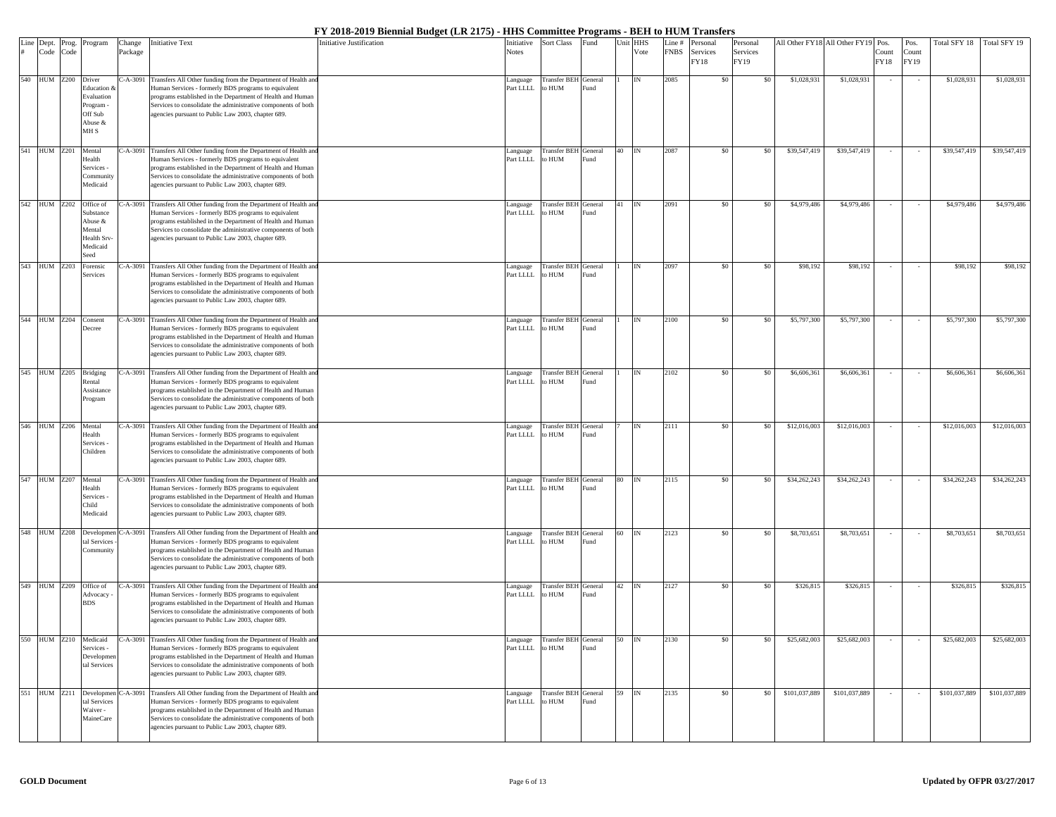# FY 2018-2019 Biennial Budget (LR 2175) - HHS Committee Programs - BEH to HUM Transfers

| Line # | Dept. Code | Prog. Code | Program | Change Package | Initiative Text | Initiative Justification | Initiative Notes | Sort Class | Fund | Unit | HHS Vote | Line # FNBS | Personal Services FY18 | Personal Services FY19 | All Other FY18 | All Other FY19 | Pos. Count FY18 | Pos. Count FY19 | Total SFY 18 | Total SFY 19 |
|---|---|---|---|---|---|---|---|---|---|---|---|---|---|---|---|---|---|---|---|---|
| 540 | HUM | Z200 | Driver Education & Evaluation Program - Off Sub Abuse & MH S | C-A-3091 | Transfers All Other funding from the Department of Health and Human Services - formerly BDS programs to equivalent programs established in the Department of Health and Human Services to consolidate the administrative components of both agencies pursuant to Public Law 2003, chapter 689. | | Language Part LLLL | Transfer BEH to HUM | General Fund | 1 | IN | 2085 | $0 | $0 | $1,028,931 | $1,028,931 | - | - | $1,028,931 | $1,028,931 |
| 541 | HUM | Z201 | Mental Health Services - Community Medicaid | C-A-3091 | Transfers All Other funding from the Department of Health and Human Services - formerly BDS programs to equivalent programs established in the Department of Health and Human Services to consolidate the administrative components of both agencies pursuant to Public Law 2003, chapter 689. | | Language Part LLLL | Transfer BEH to HUM | General Fund | 40 | IN | 2087 | $0 | $0 | $39,547,419 | $39,547,419 | - | - | $39,547,419 | $39,547,419 |
| 542 | HUM | Z202 | Office of Substance Abuse & Mental Health Srv-Medicaid Seed | C-A-3091 | Transfers All Other funding from the Department of Health and Human Services - formerly BDS programs to equivalent programs established in the Department of Health and Human Services to consolidate the administrative components of both agencies pursuant to Public Law 2003, chapter 689. | | Language Part LLLL | Transfer BEH to HUM | General Fund | 41 | IN | 2091 | $0 | $0 | $4,979,486 | $4,979,486 | - | - | $4,979,486 | $4,979,486 |
| 543 | HUM | Z203 | Forensic Services | C-A-3091 | Transfers All Other funding from the Department of Health and Human Services - formerly BDS programs to equivalent programs established in the Department of Health and Human Services to consolidate the administrative components of both agencies pursuant to Public Law 2003, chapter 689. | | Language Part LLLL | Transfer BEH to HUM | General Fund | 1 | IN | 2097 | $0 | $0 | $98,192 | $98,192 | - | - | $98,192 | $98,192 |
| 544 | HUM | Z204 | Consent Decree | C-A-3091 | Transfers All Other funding from the Department of Health and Human Services - formerly BDS programs to equivalent programs established in the Department of Health and Human Services to consolidate the administrative components of both agencies pursuant to Public Law 2003, chapter 689. | | Language Part LLLL | Transfer BEH to HUM | General Fund | 1 | IN | 2100 | $0 | $0 | $5,797,300 | $5,797,300 | - | - | $5,797,300 | $5,797,300 |
| 545 | HUM | Z205 | Bridging Rental Assistance Program | C-A-3091 | Transfers All Other funding from the Department of Health and Human Services - formerly BDS programs to equivalent programs established in the Department of Health and Human Services to consolidate the administrative components of both agencies pursuant to Public Law 2003, chapter 689. | | Language Part LLLL | Transfer BEH to HUM | General Fund | 1 | IN | 2102 | $0 | $0 | $6,606,361 | $6,606,361 | - | - | $6,606,361 | $6,606,361 |
| 546 | HUM | Z206 | Mental Health Services - Children | C-A-3091 | Transfers All Other funding from the Department of Health and Human Services - formerly BDS programs to equivalent programs established in the Department of Health and Human Services to consolidate the administrative components of both agencies pursuant to Public Law 2003, chapter 689. | | Language Part LLLL | Transfer BEH to HUM | General Fund | 7 | IN | 2111 | $0 | $0 | $12,016,003 | $12,016,003 | - | - | $12,016,003 | $12,016,003 |
| 547 | HUM | Z207 | Mental Health Services - Child Medicaid | C-A-3091 | Transfers All Other funding from the Department of Health and Human Services - formerly BDS programs to equivalent programs established in the Department of Health and Human Services to consolidate the administrative components of both agencies pursuant to Public Law 2003, chapter 689. | | Language Part LLLL | Transfer BEH to HUM | General Fund | 80 | IN | 2115 | $0 | $0 | $34,262,243 | $34,262,243 | - | - | $34,262,243 | $34,262,243 |
| 548 | HUM | Z208 | Developmental Services - Community | C-A-3091 | Transfers All Other funding from the Department of Health and Human Services - formerly BDS programs to equivalent programs established in the Department of Health and Human Services to consolidate the administrative components of both agencies pursuant to Public Law 2003, chapter 689. | | Language Part LLLL | Transfer BEH to HUM | General Fund | 60 | IN | 2123 | $0 | $0 | $8,703,651 | $8,703,651 | - | - | $8,703,651 | $8,703,651 |
| 549 | HUM | Z209 | Office of Advocacy - BDS | C-A-3091 | Transfers All Other funding from the Department of Health and Human Services - formerly BDS programs to equivalent programs established in the Department of Health and Human Services to consolidate the administrative components of both agencies pursuant to Public Law 2003, chapter 689. | | Language Part LLLL | Transfer BEH to HUM | General Fund | 42 | IN | 2127 | $0 | $0 | $326,815 | $326,815 | - | - | $326,815 | $326,815 |
| 550 | HUM | Z210 | Medicaid Services - Developmental Services | C-A-3091 | Transfers All Other funding from the Department of Health and Human Services - formerly BDS programs to equivalent programs established in the Department of Health and Human Services to consolidate the administrative components of both agencies pursuant to Public Law 2003, chapter 689. | | Language Part LLLL | Transfer BEH to HUM | General Fund | 50 | IN | 2130 | $0 | $0 | $25,682,003 | $25,682,003 | - | - | $25,682,003 | $25,682,003 |
| 551 | HUM | Z211 | Developmental Services Waiver - MaineCare | C-A-3091 | Transfers All Other funding from the Department of Health and Human Services - formerly BDS programs to equivalent programs established in the Department of Health and Human Services to consolidate the administrative components of both agencies pursuant to Public Law 2003, chapter 689. | | Language Part LLLL | Transfer BEH to HUM | General Fund | 59 | IN | 2135 | $0 | $0 | $101,037,889 | $101,037,889 | - | - | $101,037,889 | $101,037,889 |

**GOLD Document**

**Updated by OFPR 03/27/2017**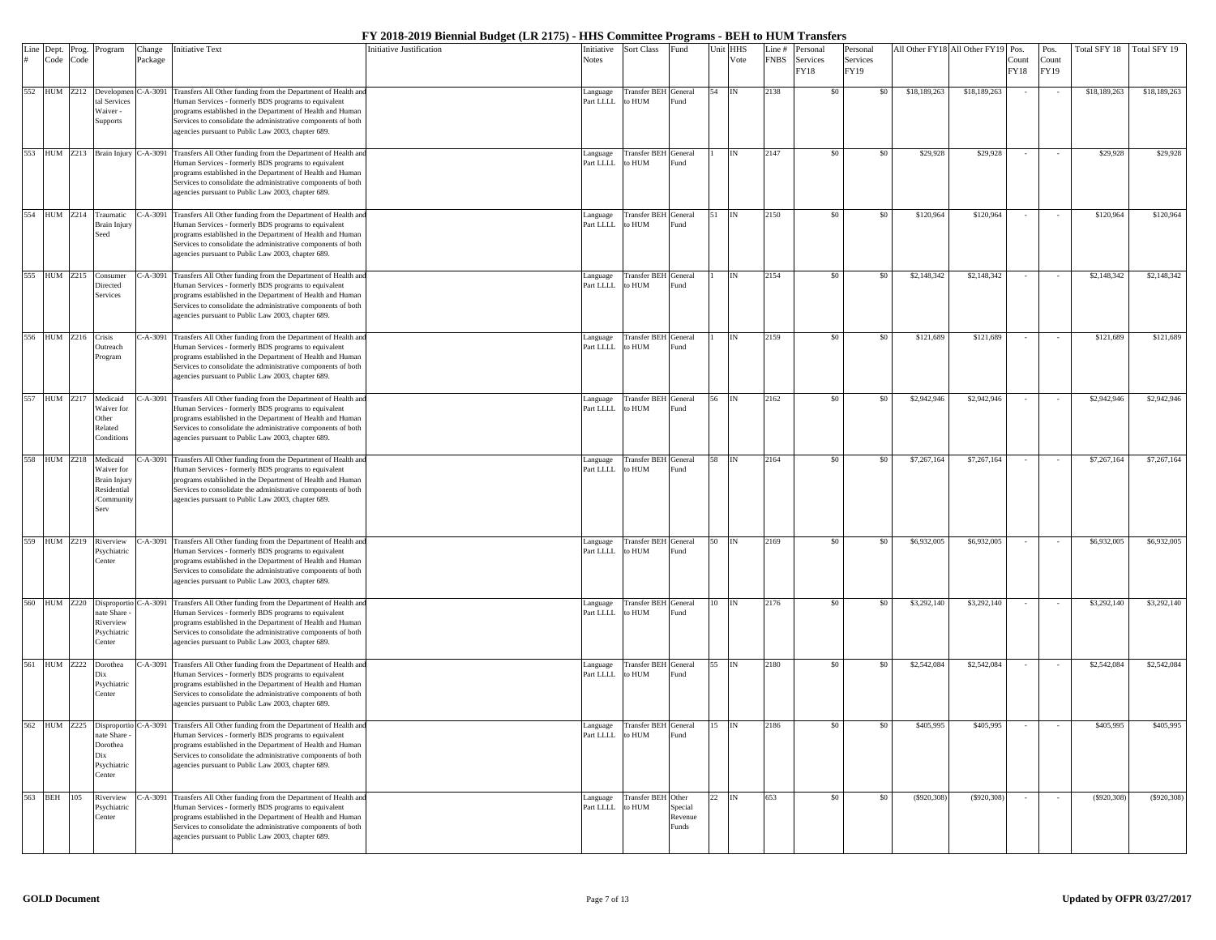# FY 2018-2019 Biennial Budget (LR 2175) - HHS Committee Programs - BEH to HUM Transfers

| Line # | Dept. Code | Prog. Code | Program | Change Package | Initiative Text | Initiative Justification | Initiative Notes | Sort Class | Fund | Unit | HHS Vote | Line # FNBS | Personal Services FY18 | Personal Services FY19 | All Other FY18 | All Other FY19 | Pos. Count FY18 | Pos. Count FY19 | Total SFY 18 | Total SFY 19 |
|---|---|---|---|---|---|---|---|---|---|---|---|---|---|---|---|---|---|---|---|---|
| 552 | HUM | Z212 | Developmental Services Waiver - Supports | C-A-3091 | Transfers All Other funding from the Department of Health and Human Services - formerly BDS programs to equivalent programs established in the Department of Health and Human Services to consolidate the administrative components of both agencies pursuant to Public Law 2003, chapter 689. | | Language Part LLLL | Transfer BEH to HUM | General Fund | 54 | IN | 2138 | $0 | $0 | $18,189,263 | $18,189,263 | - | - | $18,189,263 | $18,189,263 |
| 553 | HUM | Z213 | Brain Injury | C-A-3091 | Transfers All Other funding from the Department of Health and Human Services - formerly BDS programs to equivalent programs established in the Department of Health and Human Services to consolidate the administrative components of both agencies pursuant to Public Law 2003, chapter 689. | | Language Part LLLL | Transfer BEH to HUM | General Fund | 1 | IN | 2147 | $0 | $0 | $29,928 | $29,928 | - | - | $29,928 | $29,928 |
| 554 | HUM | Z214 | Traumatic Brain Injury Seed | C-A-3091 | Transfers All Other funding from the Department of Health and Human Services - formerly BDS programs to equivalent programs established in the Department of Health and Human Services to consolidate the administrative components of both agencies pursuant to Public Law 2003, chapter 689. | | Language Part LLLL | Transfer BEH to HUM | General Fund | 51 | IN | 2150 | $0 | $0 | $120,964 | $120,964 | - | - | $120,964 | $120,964 |
| 555 | HUM | Z215 | Consumer Directed Services | C-A-3091 | Transfers All Other funding from the Department of Health and Human Services - formerly BDS programs to equivalent programs established in the Department of Health and Human Services to consolidate the administrative components of both agencies pursuant to Public Law 2003, chapter 689. | | Language Part LLLL | Transfer BEH to HUM | General Fund | 1 | IN | 2154 | $0 | $0 | $2,148,342 | $2,148,342 | - | - | $2,148,342 | $2,148,342 |
| 556 | HUM | Z216 | Crisis Outreach Program | C-A-3091 | Transfers All Other funding from the Department of Health and Human Services - formerly BDS programs to equivalent programs established in the Department of Health and Human Services to consolidate the administrative components of both agencies pursuant to Public Law 2003, chapter 689. | | Language Part LLLL | Transfer BEH to HUM | General Fund | 1 | IN | 2159 | $0 | $0 | $121,689 | $121,689 | - | - | $121,689 | $121,689 |
| 557 | HUM | Z217 | Medicaid Waiver for Other Related Conditions | C-A-3091 | Transfers All Other funding from the Department of Health and Human Services - formerly BDS programs to equivalent programs established in the Department of Health and Human Services to consolidate the administrative components of both agencies pursuant to Public Law 2003, chapter 689. | | Language Part LLLL | Transfer BEH to HUM | General Fund | 56 | IN | 2162 | $0 | $0 | $2,942,946 | $2,942,946 | - | - | $2,942,946 | $2,942,946 |
| 558 | HUM | Z218 | Medicaid Waiver for Brain Injury Residential /Community Serv | C-A-3091 | Transfers All Other funding from the Department of Health and Human Services - formerly BDS programs to equivalent programs established in the Department of Health and Human Services to consolidate the administrative components of both agencies pursuant to Public Law 2003, chapter 689. | | Language Part LLLL | Transfer BEH to HUM | General Fund | 58 | IN | 2164 | $0 | $0 | $7,267,164 | $7,267,164 | - | - | $7,267,164 | $7,267,164 |
| 559 | HUM | Z219 | Riverview Psychiatric Center | C-A-3091 | Transfers All Other funding from the Department of Health and Human Services - formerly BDS programs to equivalent programs established in the Department of Health and Human Services to consolidate the administrative components of both agencies pursuant to Public Law 2003, chapter 689. | | Language Part LLLL | Transfer BEH to HUM | General Fund | 50 | IN | 2169 | $0 | $0 | $6,932,005 | $6,932,005 | - | - | $6,932,005 | $6,932,005 |
| 560 | HUM | Z220 | Disproportionate Share - Riverview Psychiatric Center | C-A-3091 | Transfers All Other funding from the Department of Health and Human Services - formerly BDS programs to equivalent programs established in the Department of Health and Human Services to consolidate the administrative components of both agencies pursuant to Public Law 2003, chapter 689. | | Language Part LLLL | Transfer BEH to HUM | General Fund | 10 | IN | 2176 | $0 | $0 | $3,292,140 | $3,292,140 | - | - | $3,292,140 | $3,292,140 |
| 561 | HUM | Z222 | Dorothea Dix Psychiatric Center | C-A-3091 | Transfers All Other funding from the Department of Health and Human Services - formerly BDS programs to equivalent programs established in the Department of Health and Human Services to consolidate the administrative components of both agencies pursuant to Public Law 2003, chapter 689. | | Language Part LLLL | Transfer BEH to HUM | General Fund | 55 | IN | 2180 | $0 | $0 | $2,542,084 | $2,542,084 | - | - | $2,542,084 | $2,542,084 |
| 562 | HUM | Z225 | Disproportionate Share - Dorothea Dix Psychiatric Center | C-A-3091 | Transfers All Other funding from the Department of Health and Human Services - formerly BDS programs to equivalent programs established in the Department of Health and Human Services to consolidate the administrative components of both agencies pursuant to Public Law 2003, chapter 689. | | Language Part LLLL | Transfer BEH to HUM | General Fund | 15 | IN | 2186 | $0 | $0 | $405,995 | $405,995 | - | - | $405,995 | $405,995 |
| 563 | BEH | 105 | Riverview Psychiatric Center | C-A-3091 | Transfers All Other funding from the Department of Health and Human Services - formerly BDS programs to equivalent programs established in the Department of Health and Human Services to consolidate the administrative components of both agencies pursuant to Public Law 2003, chapter 689. | | Language Part LLLL | Transfer BEH to HUM | Other Special Revenue Funds | 22 | IN | 653 | $0 | $0 | ($920,308) | ($920,308) | - | - | ($920,308) | ($920,308) |

**GOLD Document** | Updated by OFPR 03/27/2017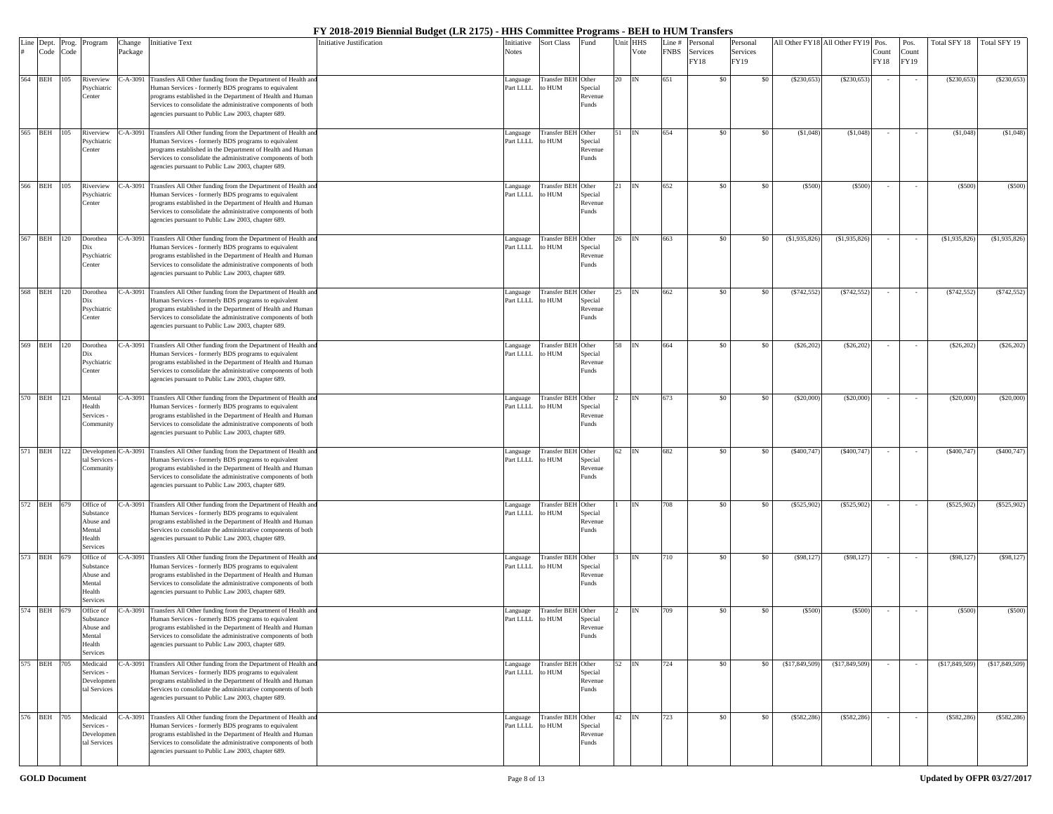# FY 2018-2019 Biennial Budget (LR 2175) - HHS Committee Programs - BEH to HUM Transfers

| Line # | Dept. Code | Prog. Code | Program | Change Package | Initiative Text | Initiative Justification | Initiative Notes | Sort Class | Fund | Unit | HHS Vote | Line # FNBS | Personal Services FY18 | Personal Services FY19 | All Other FY18 | All Other FY19 | Pos. Count FY18 | Pos. Count FY19 | Total SFY 18 | Total SFY 19 |
|---|---|---|---|---|---|---|---|---|---|---|---|---|---|---|---|---|---|---|---|---|
| 564 | BEH | 105 | Riverview Psychiatric Center | C-A-3091 | Transfers All Other funding from the Department of Health and Human Services - formerly BDS programs to equivalent programs established in the Department of Health and Human Services to consolidate the administrative components of both agencies pursuant to Public Law 2003, chapter 689. | | Language Part LLLL | Transfer BEH to HUM | Other Special Revenue Funds | 20 | IN | 651 | $0 | $0 | ($230,653) | ($230,653) | - | - | ($230,653) | ($230,653) |
| 565 | BEH | 105 | Riverview Psychiatric Center | C-A-3091 | Transfers All Other funding from the Department of Health and Human Services - formerly BDS programs to equivalent programs established in the Department of Health and Human Services to consolidate the administrative components of both agencies pursuant to Public Law 2003, chapter 689. | | Language Part LLLL | Transfer BEH to HUM | Other Special Revenue Funds | 51 | IN | 654 | $0 | $0 | ($1,048) | ($1,048) | - | - | ($1,048) | ($1,048) |
| 566 | BEH | 105 | Riverview Psychiatric Center | C-A-3091 | Transfers All Other funding from the Department of Health and Human Services - formerly BDS programs to equivalent programs established in the Department of Health and Human Services to consolidate the administrative components of both agencies pursuant to Public Law 2003, chapter 689. | | Language Part LLLL | Transfer BEH to HUM | Other Special Revenue Funds | 21 | IN | 652 | $0 | $0 | ($500) | ($500) | - | - | ($500) | ($500) |
| 567 | BEH | 120 | Dorothea Dix Psychiatric Center | C-A-3091 | Transfers All Other funding from the Department of Health and Human Services - formerly BDS programs to equivalent programs established in the Department of Health and Human Services to consolidate the administrative components of both agencies pursuant to Public Law 2003, chapter 689. | | Language Part LLLL | Transfer BEH to HUM | Other Special Revenue Funds | 26 | IN | 663 | $0 | $0 | ($1,935,826) | ($1,935,826) | - | - | ($1,935,826) | ($1,935,826) |
| 568 | BEH | 120 | Dorothea Dix Psychiatric Center | C-A-3091 | Transfers All Other funding from the Department of Health and Human Services - formerly BDS programs to equivalent programs established in the Department of Health and Human Services to consolidate the administrative components of both agencies pursuant to Public Law 2003, chapter 689. | | Language Part LLLL | Transfer BEH to HUM | Other Special Revenue Funds | 25 | IN | 662 | $0 | $0 | ($742,552) | ($742,552) | - | - | ($742,552) | ($742,552) |
| 569 | BEH | 120 | Dorothea Dix Psychiatric Center | C-A-3091 | Transfers All Other funding from the Department of Health and Human Services - formerly BDS programs to equivalent programs established in the Department of Health and Human Services to consolidate the administrative components of both agencies pursuant to Public Law 2003, chapter 689. | | Language Part LLLL | Transfer BEH to HUM | Other Special Revenue Funds | 58 | IN | 664 | $0 | $0 | ($26,202) | ($26,202) | - | - | ($26,202) | ($26,202) |
| 570 | BEH | 121 | Mental Health Services - Community | C-A-3091 | Transfers All Other funding from the Department of Health and Human Services - formerly BDS programs to equivalent programs established in the Department of Health and Human Services to consolidate the administrative components of both agencies pursuant to Public Law 2003, chapter 689. | | Language Part LLLL | Transfer BEH to HUM | Other Special Revenue Funds | 2 | IN | 673 | $0 | $0 | ($20,000) | ($20,000) | - | - | ($20,000) | ($20,000) |
| 571 | BEH | 122 | Developmental Services - Community | C-A-3091 | Transfers All Other funding from the Department of Health and Human Services - formerly BDS programs to equivalent programs established in the Department of Health and Human Services to consolidate the administrative components of both agencies pursuant to Public Law 2003, chapter 689. | | Language Part LLLL | Transfer BEH to HUM | Other Special Revenue Funds | 62 | IN | 682 | $0 | $0 | ($400,747) | ($400,747) | - | - | ($400,747) | ($400,747) |
| 572 | BEH | 679 | Office of Substance Abuse and Mental Health Services | C-A-3091 | Transfers All Other funding from the Department of Health and Human Services - formerly BDS programs to equivalent programs established in the Department of Health and Human Services to consolidate the administrative components of both agencies pursuant to Public Law 2003, chapter 689. | | Language Part LLLL | Transfer BEH to HUM | Other Special Revenue Funds | 1 | IN | 708 | $0 | $0 | ($525,902) | ($525,902) | - | - | ($525,902) | ($525,902) |
| 573 | BEH | 679 | Office of Substance Abuse and Mental Health Services | C-A-3091 | Transfers All Other funding from the Department of Health and Human Services - formerly BDS programs to equivalent programs established in the Department of Health and Human Services to consolidate the administrative components of both agencies pursuant to Public Law 2003, chapter 689. | | Language Part LLLL | Transfer BEH to HUM | Other Special Revenue Funds | 3 | IN | 710 | $0 | $0 | ($98,127) | ($98,127) | - | - | ($98,127) | ($98,127) |
| 574 | BEH | 679 | Office of Substance Abuse and Mental Health Services | C-A-3091 | Transfers All Other funding from the Department of Health and Human Services - formerly BDS programs to equivalent programs established in the Department of Health and Human Services to consolidate the administrative components of both agencies pursuant to Public Law 2003, chapter 689. | | Language Part LLLL | Transfer BEH to HUM | Other Special Revenue Funds | 2 | IN | 709 | $0 | $0 | ($500) | ($500) | - | - | ($500) | ($500) |
| 575 | BEH | 705 | Medicaid Services - Developmental Services | C-A-3091 | Transfers All Other funding from the Department of Health and Human Services - formerly BDS programs to equivalent programs established in the Department of Health and Human Services to consolidate the administrative components of both agencies pursuant to Public Law 2003, chapter 689. | | Language Part LLLL | Transfer BEH to HUM | Other Special Revenue Funds | 52 | IN | 724 | $0 | $0 | ($17,849,509) | ($17,849,509) | - | - | ($17,849,509) | ($17,849,509) |
| 576 | BEH | 705 | Medicaid Services - Developmental Services | C-A-3091 | Transfers All Other funding from the Department of Health and Human Services - formerly BDS programs to equivalent programs established in the Department of Health and Human Services to consolidate the administrative components of both agencies pursuant to Public Law 2003, chapter 689. | | Language Part LLLL | Transfer BEH to HUM | Other Special Revenue Funds | 42 | IN | 723 | $0 | $0 | ($582,286) | ($582,286) | - | - | ($582,286) | ($582,286) |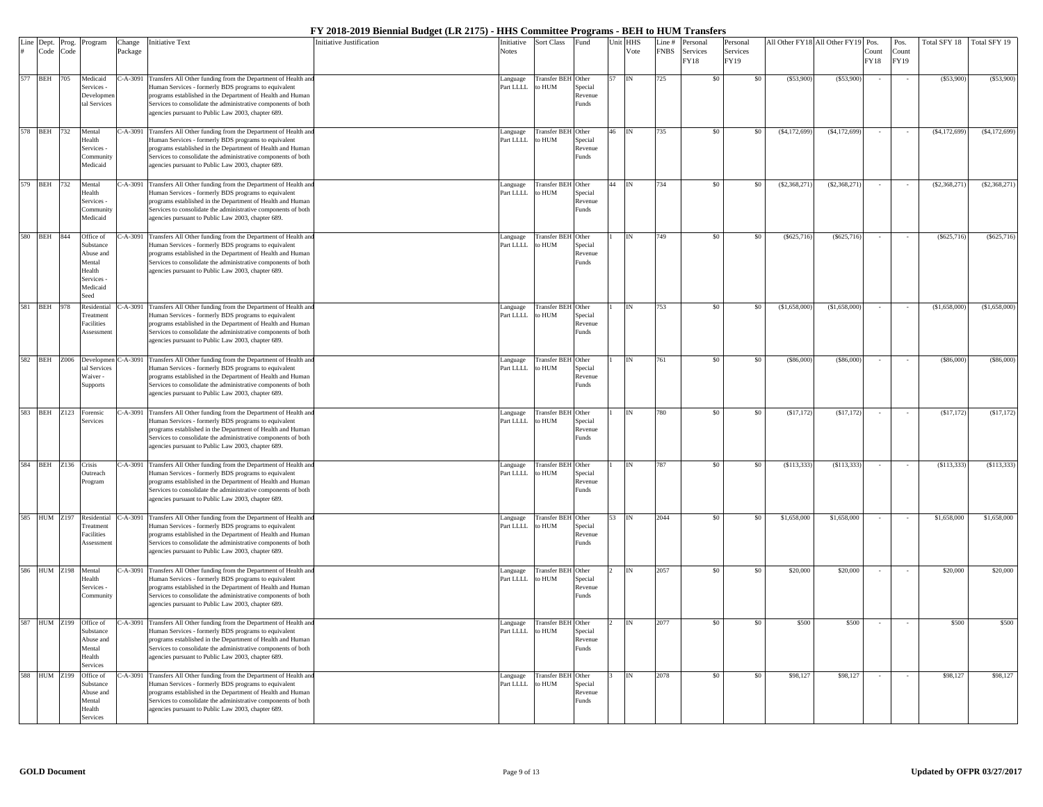# FY 2018-2019 Biennial Budget (LR 2175) - HHS Committee Programs - BEH to HUM Transfers

| Line # | Dept. Code | Prog. Code | Program | Change Package | Initiative Text | Initiative Justification | Initiative Notes | Sort Class | Fund | Unit | HHS Vote | Line # FNBS | Personal Services FY18 | Personal Services FY19 | All Other FY18 | All Other FY19 | Pos. Count FY18 | Pos. Count FY19 | Total SFY 18 | Total SFY 19 |
|---|---|---|---|---|---|---|---|---|---|---|---|---|---|---|---|---|---|---|---|---|
| 577 | BEH | 705 | Medicaid Services - Developmental Services | C-A-3091 | Transfers All Other funding from the Department of Health and Human Services - formerly BDS programs to equivalent programs established in the Department of Health and Human Services to consolidate the administrative components of both agencies pursuant to Public Law 2003, chapter 689. | | Language Part LLLL | Transfer BEH to HUM | Other Special Revenue Funds | 57 | IN | 725 | $0 | $0 | ($53,900) | ($53,900) | - | - | ($53,900) | ($53,900) |
| 578 | BEH | 732 | Mental Health Services - Community Medicaid | C-A-3091 | Transfers All Other funding from the Department of Health and Human Services - formerly BDS programs to equivalent programs established in the Department of Health and Human Services to consolidate the administrative components of both agencies pursuant to Public Law 2003, chapter 689. | | Language Part LLLL | Transfer BEH to HUM | Other Special Revenue Funds | 46 | IN | 735 | $0 | $0 | ($4,172,699) | ($4,172,699) | - | - | ($4,172,699) | ($4,172,699) |
| 579 | BEH | 732 | Mental Health Services - Community Medicaid | C-A-3091 | Transfers All Other funding from the Department of Health and Human Services - formerly BDS programs to equivalent programs established in the Department of Health and Human Services to consolidate the administrative components of both agencies pursuant to Public Law 2003, chapter 689. | | Language Part LLLL | Transfer BEH to HUM | Other Special Revenue Funds | 44 | IN | 734 | $0 | $0 | ($2,368,271) | ($2,368,271) | - | - | ($2,368,271) | ($2,368,271) |
| 580 | BEH | 844 | Office of Substance Abuse and Mental Health Services - Medicaid Seed | C-A-3091 | Transfers All Other funding from the Department of Health and Human Services - formerly BDS programs to equivalent programs established in the Department of Health and Human Services to consolidate the administrative components of both agencies pursuant to Public Law 2003, chapter 689. | | Language Part LLLL | Transfer BEH to HUM | Other Special Revenue Funds | 1 | IN | 749 | $0 | $0 | ($625,716) | ($625,716) | - | - | ($625,716) | ($625,716) |
| 581 | BEH | 978 | Residential Treatment Facilities Assessment | C-A-3091 | Transfers All Other funding from the Department of Health and Human Services - formerly BDS programs to equivalent programs established in the Department of Health and Human Services to consolidate the administrative components of both agencies pursuant to Public Law 2003, chapter 689. | | Language Part LLLL | Transfer BEH to HUM | Other Special Revenue Funds | 1 | IN | 753 | $0 | $0 | ($1,658,000) | ($1,658,000) | - | - | ($1,658,000) | ($1,658,000) |
| 582 | BEH | Z006 | Developmental Services Waiver - Supports | C-A-3091 | Transfers All Other funding from the Department of Health and Human Services - formerly BDS programs to equivalent programs established in the Department of Health and Human Services to consolidate the administrative components of both agencies pursuant to Public Law 2003, chapter 689. | | Language Part LLLL | Transfer BEH to HUM | Other Special Revenue Funds | 1 | IN | 761 | $0 | $0 | ($86,000) | ($86,000) | - | - | ($86,000) | ($86,000) |
| 583 | BEH | Z123 | Forensic Services | C-A-3091 | Transfers All Other funding from the Department of Health and Human Services - formerly BDS programs to equivalent programs established in the Department of Health and Human Services to consolidate the administrative components of both agencies pursuant to Public Law 2003, chapter 689. | | Language Part LLLL | Transfer BEH to HUM | Other Special Revenue Funds | 1 | IN | 780 | $0 | $0 | ($17,172) | ($17,172) | - | - | ($17,172) | ($17,172) |
| 584 | BEH | Z136 | Crisis Outreach Program | C-A-3091 | Transfers All Other funding from the Department of Health and Human Services - formerly BDS programs to equivalent programs established in the Department of Health and Human Services to consolidate the administrative components of both agencies pursuant to Public Law 2003, chapter 689. | | Language Part LLLL | Transfer BEH to HUM | Other Special Revenue Funds | 1 | IN | 787 | $0 | $0 | ($113,333) | ($113,333) | - | - | ($113,333) | ($113,333) |
| 585 | HUM | Z197 | Residential Treatment Facilities Assessment | C-A-3091 | Transfers All Other funding from the Department of Health and Human Services - formerly BDS programs to equivalent programs established in the Department of Health and Human Services to consolidate the administrative components of both agencies pursuant to Public Law 2003, chapter 689. | | Language Part LLLL | Transfer BEH to HUM | Other Special Revenue Funds | 53 | IN | 2044 | $0 | $0 | $1,658,000 | $1,658,000 | - | - | $1,658,000 | $1,658,000 |
| 586 | HUM | Z198 | Mental Health Services - Community | C-A-3091 | Transfers All Other funding from the Department of Health and Human Services - formerly BDS programs to equivalent programs established in the Department of Health and Human Services to consolidate the administrative components of both agencies pursuant to Public Law 2003, chapter 689. | | Language Part LLLL | Transfer BEH to HUM | Other Special Revenue Funds | 2 | IN | 2057 | $0 | $0 | $20,000 | $20,000 | - | - | $20,000 | $20,000 |
| 587 | HUM | Z199 | Office of Substance Abuse and Mental Health Services | C-A-3091 | Transfers All Other funding from the Department of Health and Human Services - formerly BDS programs to equivalent programs established in the Department of Health and Human Services to consolidate the administrative components of both agencies pursuant to Public Law 2003, chapter 689. | | Language Part LLLL | Transfer BEH to HUM | Other Special Revenue Funds | 2 | IN | 2077 | $0 | $0 | $500 | $500 | - | - | $500 | $500 |
| 588 | HUM | Z199 | Office of Substance Abuse and Mental Health Services | C-A-3091 | Transfers All Other funding from the Department of Health and Human Services - formerly BDS programs to equivalent programs established in the Department of Health and Human Services to consolidate the administrative components of both agencies pursuant to Public Law 2003, chapter 689. | | Language Part LLLL | Transfer BEH to HUM | Other Special Revenue Funds | 3 | IN | 2078 | $0 | $0 | $98,127 | $98,127 | - | - | $98,127 | $98,127 |

**GOLD Document** | **Updated by OFPR 03/27/2017**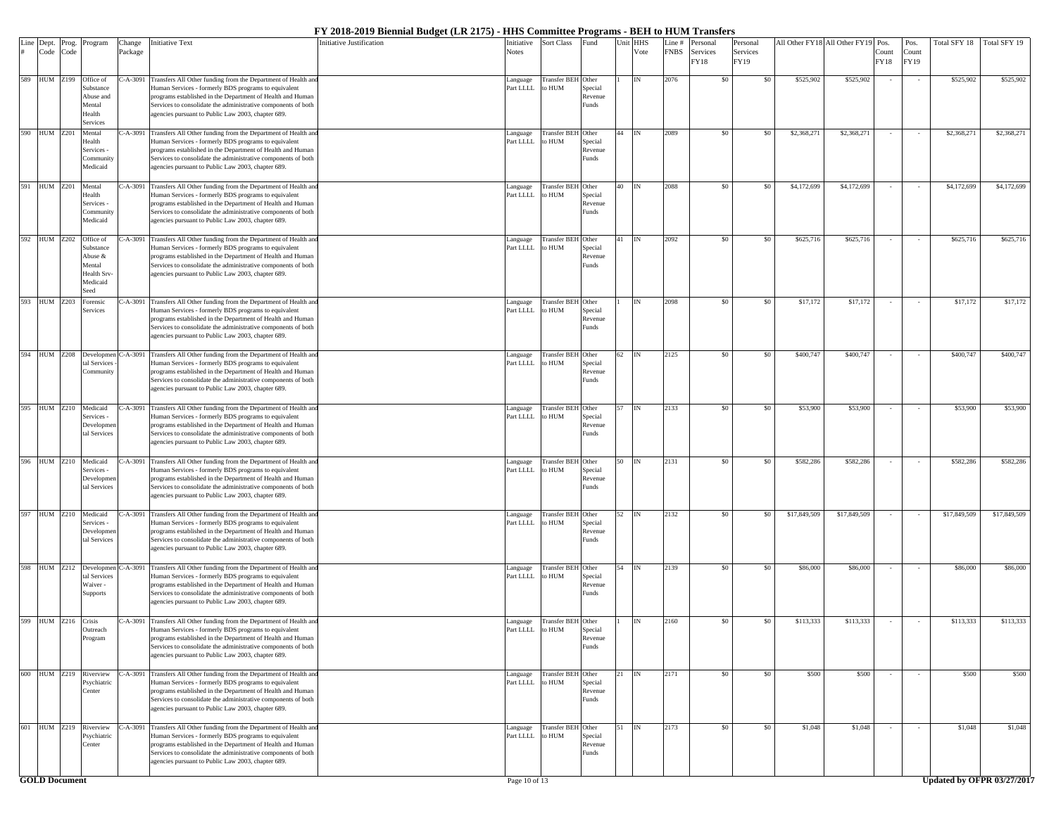# FY 2018-2019 Biennial Budget (LR 2175) - HHS Committee Programs - BEH to HUM Transfers

| Line # | Dept. Code | Prog. Code | Program | Change Package | Initiative Text | Initiative Justification | Initiative Notes | Sort Class | Fund | Unit | HHS Vote | Line # FNBS | Personal Services FY18 | Personal Services FY19 | All Other FY18 | All Other FY19 | Pos. Count FY18 | Pos. Count FY19 | Total SFY 18 | Total SFY 19 |
|---|---|---|---|---|---|---|---|---|---|---|---|---|---|---|---|---|---|---|---|---|
| 589 | HUM | Z199 | Office of Substance Abuse and Mental Health Services | C-A-3091 | Transfers All Other funding from the Department of Health and Human Services - formerly BDS programs to equivalent programs established in the Department of Health and Human Services to consolidate the administrative components of both agencies pursuant to Public Law 2003, chapter 689. | | Language Part LLLL | Transfer BEH to HUM | Other Special Revenue Funds | 1 | IN | 2076 | $0 | $0 | $525,902 | $525,902 | - | - | $525,902 | $525,902 |
| 590 | HUM | Z201 | Mental Health Services - Community Medicaid | C-A-3091 | Transfers All Other funding from the Department of Health and Human Services - formerly BDS programs to equivalent programs established in the Department of Health and Human Services to consolidate the administrative components of both agencies pursuant to Public Law 2003, chapter 689. | | Language Part LLLL | Transfer BEH to HUM | Other Special Revenue Funds | 44 | IN | 2089 | $0 | $0 | $2,368,271 | $2,368,271 | - | - | $2,368,271 | $2,368,271 |
| 591 | HUM | Z201 | Mental Health Services - Community Medicaid | C-A-3091 | Transfers All Other funding from the Department of Health and Human Services - formerly BDS programs to equivalent programs established in the Department of Health and Human Services to consolidate the administrative components of both agencies pursuant to Public Law 2003, chapter 689. | | Language Part LLLL | Transfer BEH to HUM | Other Special Revenue Funds | 40 | IN | 2088 | $0 | $0 | $4,172,699 | $4,172,699 | - | - | $4,172,699 | $4,172,699 |
| 592 | HUM | Z202 | Office of Substance Abuse & Mental Health Srv-Medicaid Seed | C-A-3091 | Transfers All Other funding from the Department of Health and Human Services - formerly BDS programs to equivalent programs established in the Department of Health and Human Services to consolidate the administrative components of both agencies pursuant to Public Law 2003, chapter 689. | | Language Part LLLL | Transfer BEH to HUM | Other Special Revenue Funds | 41 | IN | 2092 | $0 | $0 | $625,716 | $625,716 | - | - | $625,716 | $625,716 |
| 593 | HUM | Z203 | Forensic Services | C-A-3091 | Transfers All Other funding from the Department of Health and Human Services - formerly BDS programs to equivalent programs established in the Department of Health and Human Services to consolidate the administrative components of both agencies pursuant to Public Law 2003, chapter 689. | | Language Part LLLL | Transfer BEH to HUM | Other Special Revenue Funds | 1 | IN | 2098 | $0 | $0 | $17,172 | $17,172 | - | - | $17,172 | $17,172 |
| 594 | HUM | Z208 | Developmental Services - Community | C-A-3091 | Transfers All Other funding from the Department of Health and Human Services - formerly BDS programs to equivalent programs established in the Department of Health and Human Services to consolidate the administrative components of both agencies pursuant to Public Law 2003, chapter 689. | | Language Part LLLL | Transfer BEH to HUM | Other Special Revenue Funds | 62 | IN | 2125 | $0 | $0 | $400,747 | $400,747 | - | - | $400,747 | $400,747 |
| 595 | HUM | Z210 | Medicaid Services - Developmental Services | C-A-3091 | Transfers All Other funding from the Department of Health and Human Services - formerly BDS programs to equivalent programs established in the Department of Health and Human Services to consolidate the administrative components of both agencies pursuant to Public Law 2003, chapter 689. | | Language Part LLLL | Transfer BEH to HUM | Other Special Revenue Funds | 57 | IN | 2133 | $0 | $0 | $53,900 | $53,900 | - | - | $53,900 | $53,900 |
| 596 | HUM | Z210 | Medicaid Services - Developmental Services | C-A-3091 | Transfers All Other funding from the Department of Health and Human Services - formerly BDS programs to equivalent programs established in the Department of Health and Human Services to consolidate the administrative components of both agencies pursuant to Public Law 2003, chapter 689. | | Language Part LLLL | Transfer BEH to HUM | Other Special Revenue Funds | 50 | IN | 2131 | $0 | $0 | $582,286 | $582,286 | - | - | $582,286 | $582,286 |
| 597 | HUM | Z210 | Medicaid Services - Developmental Services | C-A-3091 | Transfers All Other funding from the Department of Health and Human Services - formerly BDS programs to equivalent programs established in the Department of Health and Human Services to consolidate the administrative components of both agencies pursuant to Public Law 2003, chapter 689. | | Language Part LLLL | Transfer BEH to HUM | Other Special Revenue Funds | 52 | IN | 2132 | $0 | $0 | $17,849,509 | $17,849,509 | - | - | $17,849,509 | $17,849,509 |
| 598 | HUM | Z212 | Developmental Services Waiver - Supports | C-A-3091 | Transfers All Other funding from the Department of Health and Human Services - formerly BDS programs to equivalent programs established in the Department of Health and Human Services to consolidate the administrative components of both agencies pursuant to Public Law 2003, chapter 689. | | Language Part LLLL | Transfer BEH to HUM | Other Special Revenue Funds | 54 | IN | 2139 | $0 | $0 | $86,000 | $86,000 | - | - | $86,000 | $86,000 |
| 599 | HUM | Z216 | Crisis Outreach Program | C-A-3091 | Transfers All Other funding from the Department of Health and Human Services - formerly BDS programs to equivalent programs established in the Department of Health and Human Services to consolidate the administrative components of both agencies pursuant to Public Law 2003, chapter 689. | | Language Part LLLL | Transfer BEH to HUM | Other Special Revenue Funds | 1 | IN | 2160 | $0 | $0 | $113,333 | $113,333 | - | - | $113,333 | $113,333 |
| 600 | HUM | Z219 | Riverview Psychiatric Center | C-A-3091 | Transfers All Other funding from the Department of Health and Human Services - formerly BDS programs to equivalent programs established in the Department of Health and Human Services to consolidate the administrative components of both agencies pursuant to Public Law 2003, chapter 689. | | Language Part LLLL | Transfer BEH to HUM | Other Special Revenue Funds | 21 | IN | 2171 | $0 | $0 | $500 | $500 | - | - | $500 | $500 |
| 601 | HUM | Z219 | Riverview Psychiatric Center | C-A-3091 | Transfers All Other funding from the Department of Health and Human Services - formerly BDS programs to equivalent programs established in the Department of Health and Human Services to consolidate the administrative components of both agencies pursuant to Public Law 2003, chapter 689. | | Language Part LLLL | Transfer BEH to HUM | Other Special Revenue Funds | 51 | IN | 2173 | $0 | $0 | $1,048 | $1,048 | - | - | $1,048 | $1,048 |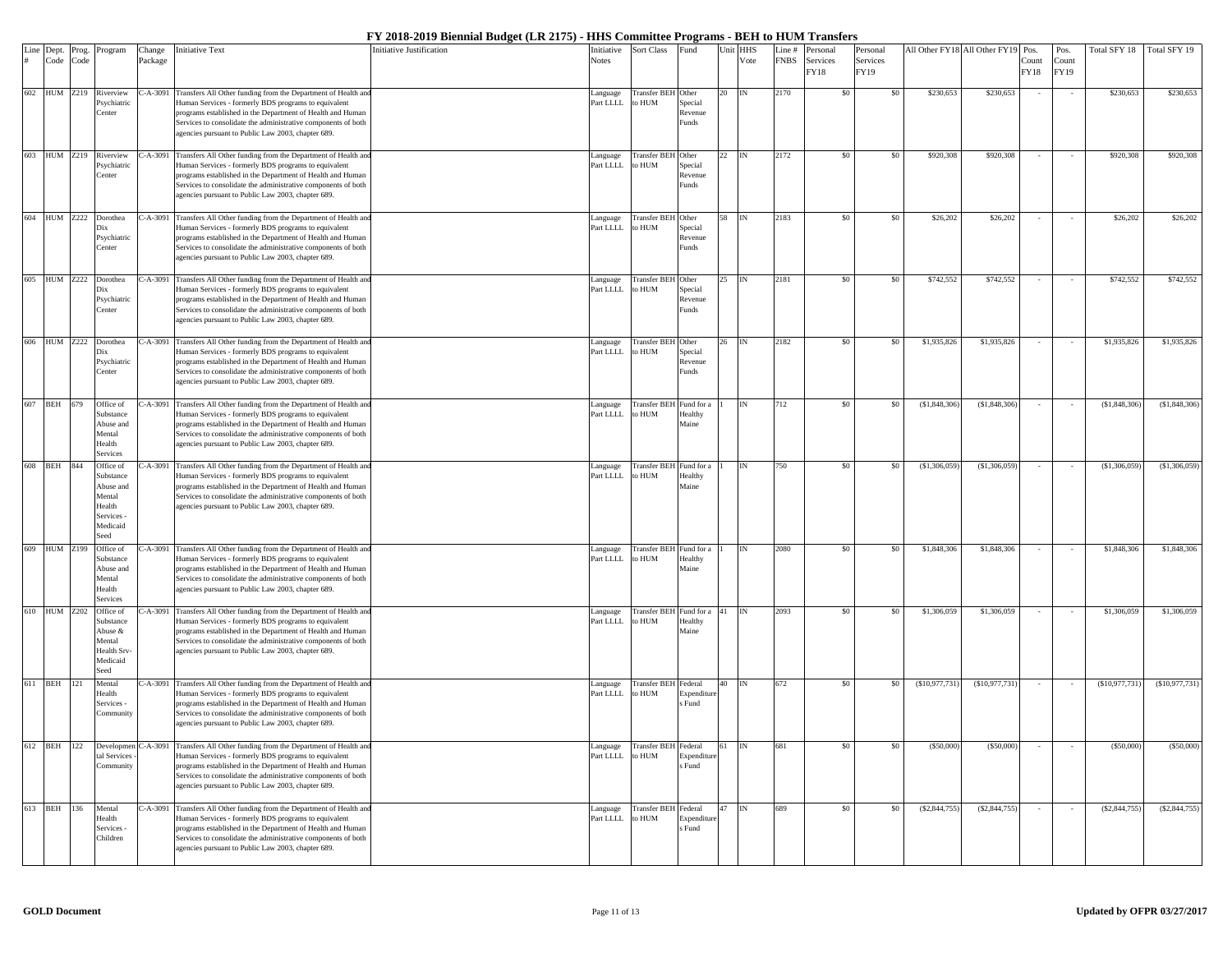# FY 2018-2019 Biennial Budget (LR 2175) - HHS Committee Programs - BEH to HUM Transfers

| Line # | Dept. Code | Prog. Code | Program | Change Package | Initiative Text | Initiative Justification | Initiative Notes | Sort Class | Fund | Unit | HHS Vote | Line # FNBS | Personal Services FY18 | Personal Services FY19 | All Other FY18 | All Other FY19 | Pos. Count FY18 | Pos. Count FY19 | Total SFY 18 | Total SFY 19 |
|---|---|---|---|---|---|---|---|---|---|---|---|---|---|---|---|---|---|---|---|---|
| 602 | HUM | Z219 | Riverview Psychiatric Center | C-A-3091 | Transfers All Other funding from the Department of Health and Human Services - formerly BDS programs to equivalent programs established in the Department of Health and Human Services to consolidate the administrative components of both agencies pursuant to Public Law 2003, chapter 689. | | Language Part LLLL | Transfer BEH to HUM | Other Special Revenue Funds | 20 | IN | 2170 | $0 | $0 | $230,653 | $230,653 | - | - | $230,653 | $230,653 |
| 603 | HUM | Z219 | Riverview Psychiatric Center | C-A-3091 | Transfers All Other funding from the Department of Health and Human Services - formerly BDS programs to equivalent programs established in the Department of Health and Human Services to consolidate the administrative components of both agencies pursuant to Public Law 2003, chapter 689. | | Language Part LLLL | Transfer BEH to HUM | Other Special Revenue Funds | 22 | IN | 2172 | $0 | $0 | $920,308 | $920,308 | - | - | $920,308 | $920,308 |
| 604 | HUM | Z222 | Dorothea Dix Psychiatric Center | C-A-3091 | Transfers All Other funding from the Department of Health and Human Services - formerly BDS programs to equivalent programs established in the Department of Health and Human Services to consolidate the administrative components of both agencies pursuant to Public Law 2003, chapter 689. | | Language Part LLLL | Transfer BEH to HUM | Other Special Revenue Funds | 58 | IN | 2183 | $0 | $0 | $26,202 | $26,202 | - | - | $26,202 | $26,202 |
| 605 | HUM | Z222 | Dorothea Dix Psychiatric Center | C-A-3091 | Transfers All Other funding from the Department of Health and Human Services - formerly BDS programs to equivalent programs established in the Department of Health and Human Services to consolidate the administrative components of both agencies pursuant to Public Law 2003, chapter 689. | | Language Part LLLL | Transfer BEH to HUM | Other Special Revenue Funds | 25 | IN | 2181 | $0 | $0 | $742,552 | $742,552 | - | - | $742,552 | $742,552 |
| 606 | HUM | Z222 | Dorothea Dix Psychiatric Center | C-A-3091 | Transfers All Other funding from the Department of Health and Human Services - formerly BDS programs to equivalent programs established in the Department of Health and Human Services to consolidate the administrative components of both agencies pursuant to Public Law 2003, chapter 689. | | Language Part LLLL | Transfer BEH to HUM | Other Special Revenue Funds | 26 | IN | 2182 | $0 | $0 | $1,935,826 | $1,935,826 | - | - | $1,935,826 | $1,935,826 |
| 607 | BEH | 679 | Office of Substance Abuse and Mental Health Services | C-A-3091 | Transfers All Other funding from the Department of Health and Human Services - formerly BDS programs to equivalent programs established in the Department of Health and Human Services to consolidate the administrative components of both agencies pursuant to Public Law 2003, chapter 689. | | Language Part LLLL | Transfer BEH to HUM | Fund for a Healthy Maine | 1 | IN | 712 | $0 | $0 | ($1,848,306) | ($1,848,306) | - | - | ($1,848,306) | ($1,848,306) |
| 608 | BEH | 844 | Office of Substance Abuse and Mental Health Services - Medicaid Seed | C-A-3091 | Transfers All Other funding from the Department of Health and Human Services - formerly BDS programs to equivalent programs established in the Department of Health and Human Services to consolidate the administrative components of both agencies pursuant to Public Law 2003, chapter 689. | | Language Part LLLL | Transfer BEH to HUM | Fund for a Healthy Maine | 1 | IN | 750 | $0 | $0 | ($1,306,059) | ($1,306,059) | - | - | ($1,306,059) | ($1,306,059) |
| 609 | HUM | Z199 | Office of Substance Abuse and Mental Health Services | C-A-3091 | Transfers All Other funding from the Department of Health and Human Services - formerly BDS programs to equivalent programs established in the Department of Health and Human Services to consolidate the administrative components of both agencies pursuant to Public Law 2003, chapter 689. | | Language Part LLLL | Transfer BEH to HUM | Fund for a Healthy Maine | 1 | IN | 2080 | $0 | $0 | $1,848,306 | $1,848,306 | - | - | $1,848,306 | $1,848,306 |
| 610 | HUM | Z202 | Office of Substance Abuse & Mental Health Srv-Medicaid Seed | C-A-3091 | Transfers All Other funding from the Department of Health and Human Services - formerly BDS programs to equivalent programs established in the Department of Health and Human Services to consolidate the administrative components of both agencies pursuant to Public Law 2003, chapter 689. | | Language Part LLLL | Transfer BEH to HUM | Fund for a Healthy Maine | 41 | IN | 2093 | $0 | $0 | $1,306,059 | $1,306,059 | - | - | $1,306,059 | $1,306,059 |
| 611 | BEH | 121 | Mental Health Services - Community | C-A-3091 | Transfers All Other funding from the Department of Health and Human Services - formerly BDS programs to equivalent programs established in the Department of Health and Human Services to consolidate the administrative components of both agencies pursuant to Public Law 2003, chapter 689. | | Language Part LLLL | Transfer BEH to HUM | Federal Expenditures Fund | 40 | IN | 672 | $0 | $0 | ($10,977,731) | ($10,977,731) | - | - | ($10,977,731) | ($10,977,731) |
| 612 | BEH | 122 | Developmental Services - Community | C-A-3091 | Transfers All Other funding from the Department of Health and Human Services - formerly BDS programs to equivalent programs established in the Department of Health and Human Services to consolidate the administrative components of both agencies pursuant to Public Law 2003, chapter 689. | | Language Part LLLL | Transfer BEH to HUM | Federal Expenditures Fund | 61 | IN | 681 | $0 | $0 | ($50,000) | ($50,000) | - | - | ($50,000) | ($50,000) |
| 613 | BEH | 136 | Mental Health Services - Children | C-A-3091 | Transfers All Other funding from the Department of Health and Human Services - formerly BDS programs to equivalent programs established in the Department of Health and Human Services to consolidate the administrative components of both agencies pursuant to Public Law 2003, chapter 689. | | Language Part LLLL | Transfer BEH to HUM | Federal Expenditures Fund | 47 | IN | 689 | $0 | $0 | ($2,844,755) | ($2,844,755) | - | - | ($2,844,755) | ($2,844,755) |

**GOLD Document** | **Updated by OFPR 03/27/2017**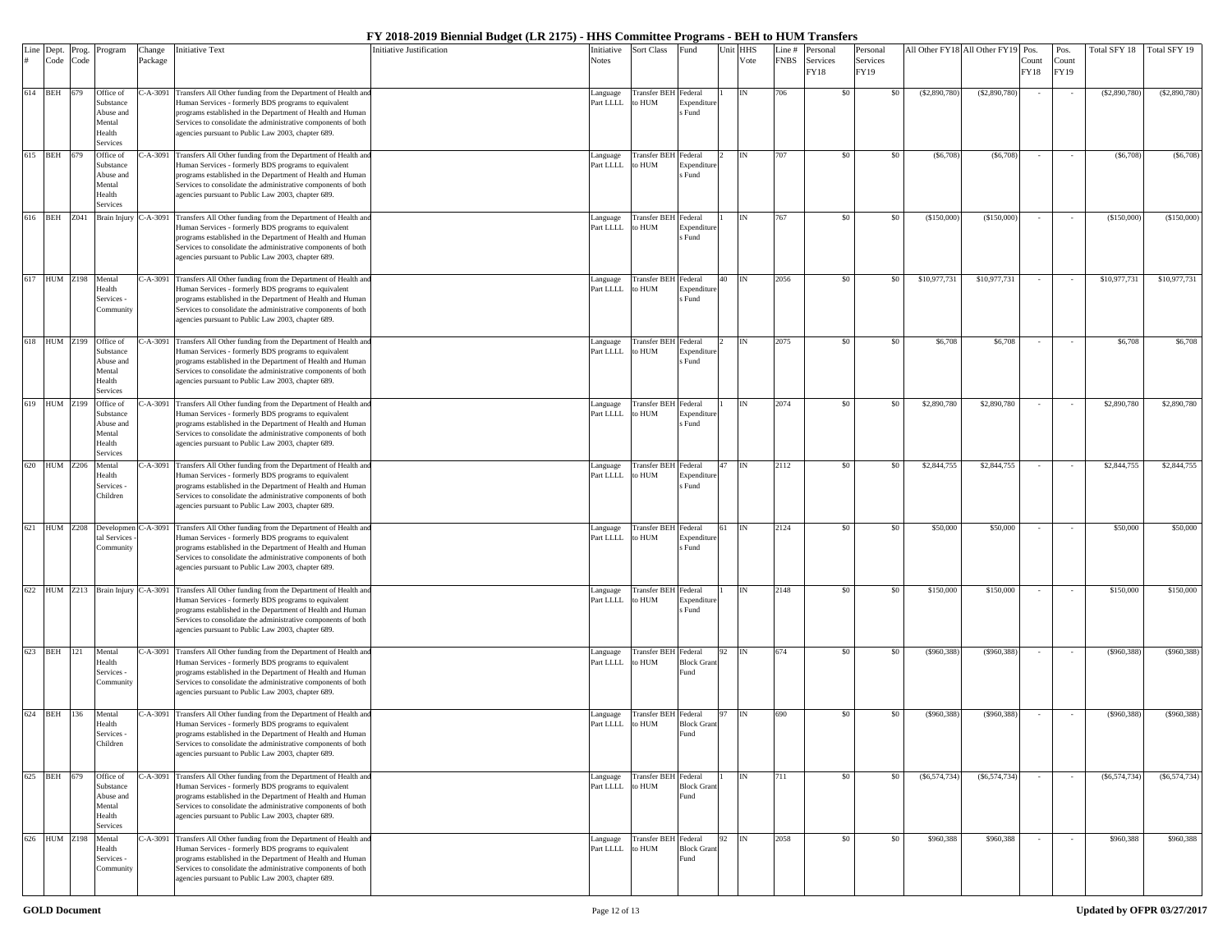# FY 2018-2019 Biennial Budget (LR 2175) - HHS Committee Programs - BEH to HUM Transfers

| Line # | Dept. Code | Prog. Code | Program | Change Package | Initiative Text | Initiative Justification | Initiative Notes | Sort Class | Fund | Unit | HHS Vote | Line # FNBS | Personal Services FY18 | Personal Services FY19 | All Other FY18 | All Other FY19 | Pos. Count FY18 | Pos. Count FY19 | Total SFY 18 | Total SFY 19 |
|---|---|---|---|---|---|---|---|---|---|---|---|---|---|---|---|---|---|---|---|---|
| 614 | BEH | 679 | Office of Substance Abuse and Mental Health Services | C-A-3091 | Transfers All Other funding from the Department of Health and Human Services - formerly BDS programs to equivalent programs established in the Department of Health and Human Services to consolidate the administrative components of both agencies pursuant to Public Law 2003, chapter 689. | | Language Part LLLL | Transfer BEH to HUM | Federal Expenditures Fund | 1 | IN | 706 | $0 | $0 | ($2,890,780) | ($2,890,780) | - | - | ($2,890,780) | ($2,890,780) |
| 615 | BEH | 679 | Office of Substance Abuse and Mental Health Services | C-A-3091 | Transfers All Other funding from the Department of Health and Human Services - formerly BDS programs to equivalent programs established in the Department of Health and Human Services to consolidate the administrative components of both agencies pursuant to Public Law 2003, chapter 689. | | Language Part LLLL | Transfer BEH to HUM | Federal Expenditures Fund | 2 | IN | 707 | $0 | $0 | ($6,708) | ($6,708) | - | - | ($6,708) | ($6,708) |
| 616 | BEH | Z041 | Brain Injury | C-A-3091 | Transfers All Other funding from the Department of Health and Human Services - formerly BDS programs to equivalent programs established in the Department of Health and Human Services to consolidate the administrative components of both agencies pursuant to Public Law 2003, chapter 689. | | Language Part LLLL | Transfer BEH to HUM | Federal Expenditures Fund | 1 | IN | 767 | $0 | $0 | ($150,000) | ($150,000) | - | - | ($150,000) | ($150,000) |
| 617 | HUM | Z198 | Mental Health Services - Community | C-A-3091 | Transfers All Other funding from the Department of Health and Human Services - formerly BDS programs to equivalent programs established in the Department of Health and Human Services to consolidate the administrative components of both agencies pursuant to Public Law 2003, chapter 689. | | Language Part LLLL | Transfer BEH to HUM | Federal Expenditures Fund | 40 | IN | 2056 | $0 | $0 | $10,977,731 | $10,977,731 | - | - | $10,977,731 | $10,977,731 |
| 618 | HUM | Z199 | Office of Substance Abuse and Mental Health Services | C-A-3091 | Transfers All Other funding from the Department of Health and Human Services - formerly BDS programs to equivalent programs established in the Department of Health and Human Services to consolidate the administrative components of both agencies pursuant to Public Law 2003, chapter 689. | | Language Part LLLL | Transfer BEH to HUM | Federal Expenditures Fund | 2 | IN | 2075 | $0 | $0 | $6,708 | $6,708 | - | - | $6,708 | $6,708 |
| 619 | HUM | Z199 | Office of Substance Abuse and Mental Health Services | C-A-3091 | Transfers All Other funding from the Department of Health and Human Services - formerly BDS programs to equivalent programs established in the Department of Health and Human Services to consolidate the administrative components of both agencies pursuant to Public Law 2003, chapter 689. | | Language Part LLLL | Transfer BEH to HUM | Federal Expenditures Fund | 1 | IN | 2074 | $0 | $0 | $2,890,780 | $2,890,780 | - | - | $2,890,780 | $2,890,780 |
| 620 | HUM | Z206 | Mental Health Services - Children | C-A-3091 | Transfers All Other funding from the Department of Health and Human Services - formerly BDS programs to equivalent programs established in the Department of Health and Human Services to consolidate the administrative components of both agencies pursuant to Public Law 2003, chapter 689. | | Language Part LLLL | Transfer BEH to HUM | Federal Expenditures Fund | 47 | IN | 2112 | $0 | $0 | $2,844,755 | $2,844,755 | - | - | $2,844,755 | $2,844,755 |
| 621 | HUM | Z208 | Developmental Services - Community | C-A-3091 | Transfers All Other funding from the Department of Health and Human Services - formerly BDS programs to equivalent programs established in the Department of Health and Human Services to consolidate the administrative components of both agencies pursuant to Public Law 2003, chapter 689. | | Language Part LLLL | Transfer BEH to HUM | Federal Expenditures Fund | 61 | IN | 2124 | $0 | $0 | $50,000 | $50,000 | - | - | $50,000 | $50,000 |
| 622 | HUM | Z213 | Brain Injury | C-A-3091 | Transfers All Other funding from the Department of Health and Human Services - formerly BDS programs to equivalent programs established in the Department of Health and Human Services to consolidate the administrative components of both agencies pursuant to Public Law 2003, chapter 689. | | Language Part LLLL | Transfer BEH to HUM | Federal Expenditures Fund | 1 | IN | 2148 | $0 | $0 | $150,000 | $150,000 | - | - | $150,000 | $150,000 |
| 623 | BEH | 121 | Mental Health Services - Community | C-A-3091 | Transfers All Other funding from the Department of Health and Human Services - formerly BDS programs to equivalent programs established in the Department of Health and Human Services to consolidate the administrative components of both agencies pursuant to Public Law 2003, chapter 689. | | Language Part LLLL | Transfer BEH to HUM | Federal Block Grant Fund | 92 | IN | 674 | $0 | $0 | ($960,388) | ($960,388) | - | - | ($960,388) | ($960,388) |
| 624 | BEH | 136 | Mental Health Services - Children | C-A-3091 | Transfers All Other funding from the Department of Health and Human Services - formerly BDS programs to equivalent programs established in the Department of Health and Human Services to consolidate the administrative components of both agencies pursuant to Public Law 2003, chapter 689. | | Language Part LLLL | Transfer BEH to HUM | Federal Block Grant Fund | 97 | IN | 690 | $0 | $0 | ($960,388) | ($960,388) | - | - | ($960,388) | ($960,388) |
| 625 | BEH | 679 | Office of Substance Abuse and Mental Health Services | C-A-3091 | Transfers All Other funding from the Department of Health and Human Services - formerly BDS programs to equivalent programs established in the Department of Health and Human Services to consolidate the administrative components of both agencies pursuant to Public Law 2003, chapter 689. | | Language Part LLLL | Transfer BEH to HUM | Federal Block Grant Fund | 1 | IN | 711 | $0 | $0 | ($6,574,734) | ($6,574,734) | - | - | ($6,574,734) | ($6,574,734) |
| 626 | HUM | Z198 | Mental Health Services - Community | C-A-3091 | Transfers All Other funding from the Department of Health and Human Services - formerly BDS programs to equivalent programs established in the Department of Health and Human Services to consolidate the administrative components of both agencies pursuant to Public Law 2003, chapter 689. | | Language Part LLLL | Transfer BEH to HUM | Federal Block Grant Fund | 92 | IN | 2058 | $0 | $0 | $960,388 | $960,388 | - | - | $960,388 | $960,388 |

GOLD Document

Updated by OFPR 03/27/2017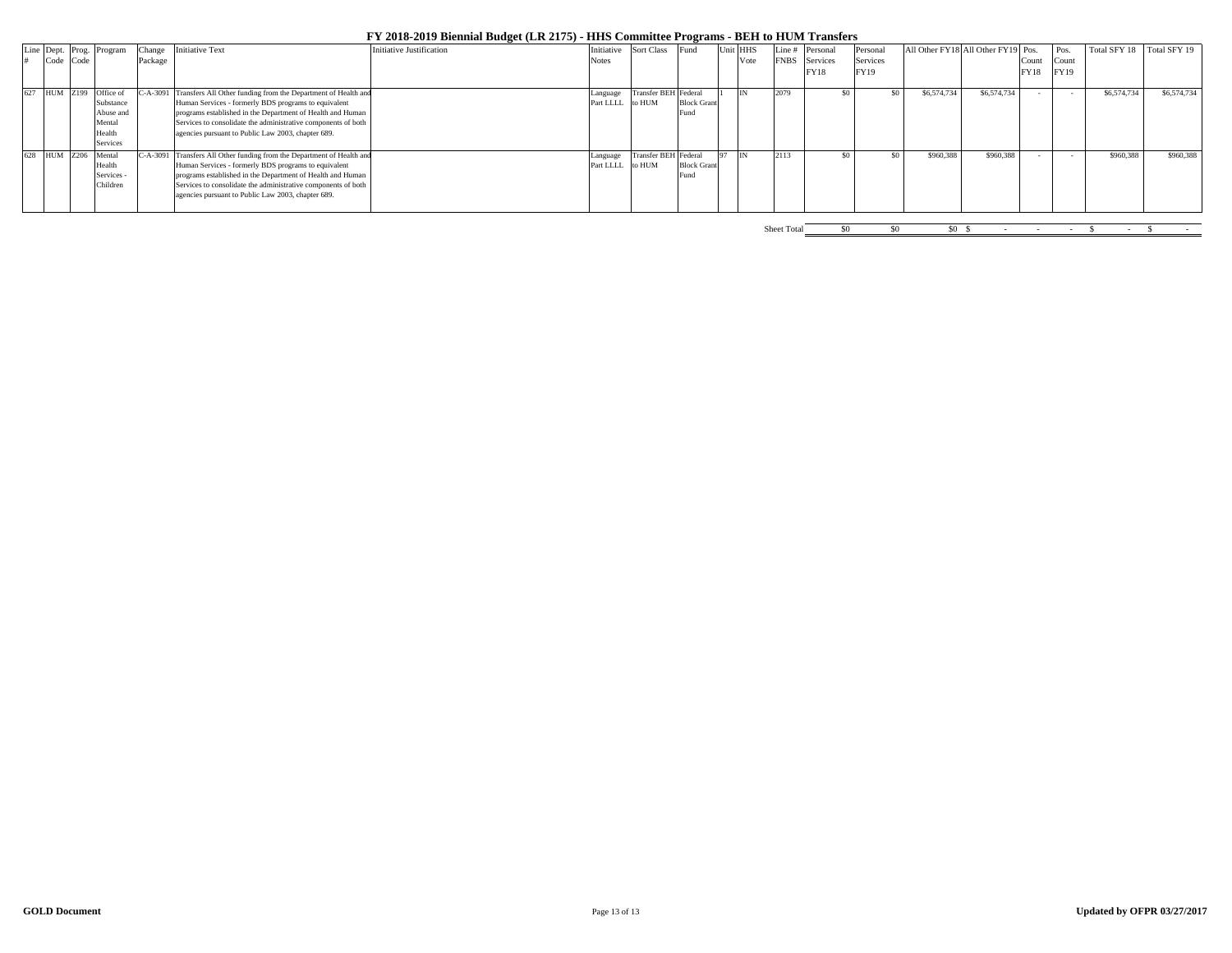# FY 2018-2019 Biennial Budget (LR 2175) - HHS Committee Programs - BEH to HUM Transfers

| Line # | Dept. Code | Prog. Code | Program | Change Package | Initiative Text | Initiative Justification | Initiative Notes | Sort Class | Fund | Unit | HHS Vote | Line # FNBS | Personal Services FY18 | Personal Services FY19 | All Other FY18 | All Other FY19 | Pos. Count FY18 | Pos. Count FY19 | Total SFY 18 | Total SFY 19 |
|---|---|---|---|---|---|---|---|---|---|---|---|---|---|---|---|---|---|---|---|---|
| 627 | HUM | Z199 | Office of Substance Abuse and Mental Health Services | C-A-3091 | Transfers All Other funding from the Department of Health and Human Services - formerly BDS programs to equivalent programs established in the Department of Health and Human Services to consolidate the administrative components of both agencies pursuant to Public Law 2003, chapter 689. | | Language Part LLLL | Transfer BEH to HUM | Federal Block Grant Fund | 1 | IN | 2079 | $0 | $0 | $6,574,734 | $6,574,734 | - | - | $6,574,734 | $6,574,734 |
| 628 | HUM | Z206 | Mental Health Services - Children | C-A-3091 | Transfers All Other funding from the Department of Health and Human Services - formerly BDS programs to equivalent programs established in the Department of Health and Human Services to consolidate the administrative components of both agencies pursuant to Public Law 2003, chapter 689. | | Language Part LLLL | Transfer BEH to HUM | Federal Block Grant Fund | 97 | IN | 2113 | $0 | $0 | $960,388 | $960,388 | - | - | $960,388 | $960,388 |
| | | | | | | | | | | | | Sheet Total | $0 | $0 | $0 | $ - | - | - | $ - | $ - |

GOLD Document

Updated by OFPR 03/27/2017